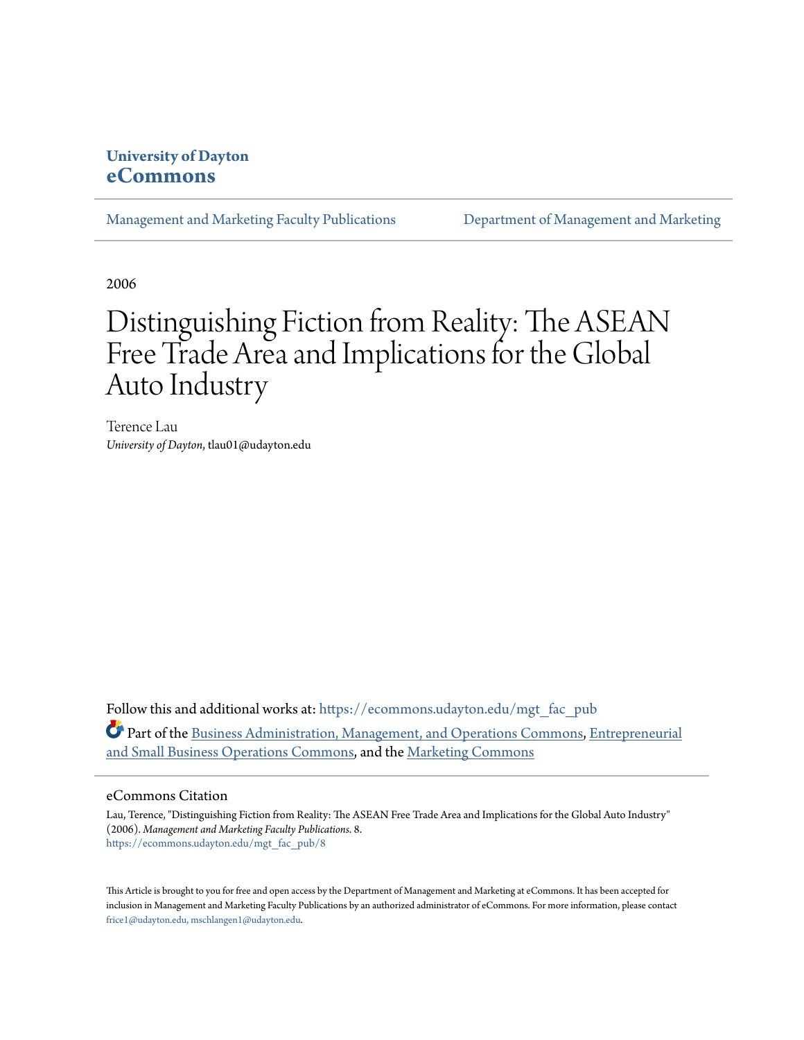**University of Dayton**
**eCommons**

Management and Marketing Faculty Publications | Department of Management and Marketing

2006

# Distinguishing Fiction from Reality: The ASEAN Free Trade Area and Implications for the Global Auto Industry

Terence Lau
*University of Dayton*, tlau01@udayton.edu

Follow this and additional works at: https://ecommons.udayton.edu/mgt_fac_pub

Part of the Business Administration, Management, and Operations Commons, Entrepreneurial and Small Business Operations Commons, and the Marketing Commons

## eCommons Citation

Lau, Terence, "Distinguishing Fiction from Reality: The ASEAN Free Trade Area and Implications for the Global Auto Industry" (2006). *Management and Marketing Faculty Publications*. 8.
https://ecommons.udayton.edu/mgt_fac_pub/8

This Article is brought to you for free and open access by the Department of Management and Marketing at eCommons. It has been accepted for inclusion in Management and Marketing Faculty Publications by an authorized administrator of eCommons. For more information, please contact frice1@udayton.edu, mschlangen1@udayton.edu.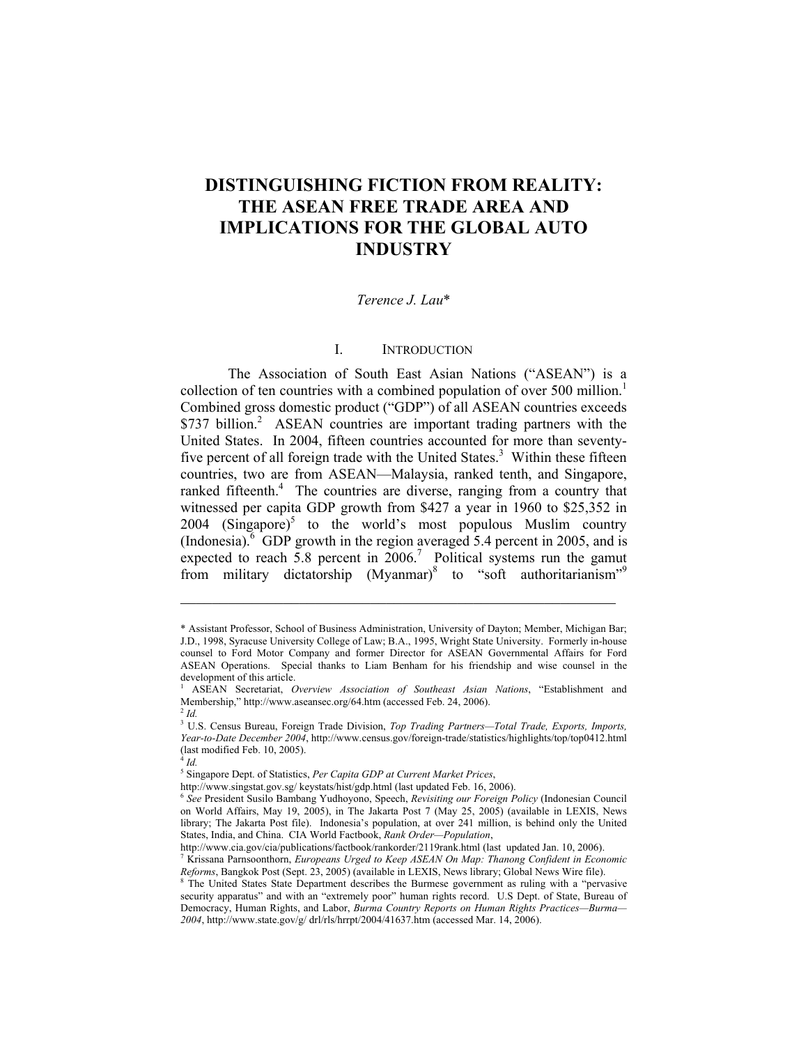# DISTINGUISHING FICTION FROM REALITY: THE ASEAN FREE TRADE AREA AND IMPLICATIONS FOR THE GLOBAL AUTO INDUSTRY

*Terence J. Lau\**

## I. INTRODUCTION

The Association of South East Asian Nations ("ASEAN") is a collection of ten countries with a combined population of over 500 million.[1] Combined gross domestic product ("GDP") of all ASEAN countries exceeds \$737 billion.[2] ASEAN countries are important trading partners with the United States. In 2004, fifteen countries accounted for more than seventy-five percent of all foreign trade with the United States.[3] Within these fifteen countries, two are from ASEAN—Malaysia, ranked tenth, and Singapore, ranked fifteenth.[4] The countries are diverse, ranging from a country that witnessed per capita GDP growth from \$427 a year in 1960 to \$25,352 in 2004 (Singapore)[5] to the world's most populous Muslim country (Indonesia).[6] GDP growth in the region averaged 5.4 percent in 2005, and is expected to reach 5.8 percent in 2006.[7] Political systems run the gamut from military dictatorship (Myanmar)[8] to "soft authoritarianism"[9]

---

\* Assistant Professor, School of Business Administration, University of Dayton; Member, Michigan Bar; J.D., 1998, Syracuse University College of Law; B.A., 1995, Wright State University. Formerly in-house counsel to Ford Motor Company and former Director for ASEAN Governmental Affairs for Ford ASEAN Operations. Special thanks to Liam Benham for his friendship and wise counsel in the development of this article.

[1] ASEAN Secretariat, *Overview Association of Southeast Asian Nations*, "Establishment and Membership," http://www.aseansec.org/64.htm (accessed Feb. 24, 2006).

[2] *Id.*

[3] U.S. Census Bureau, Foreign Trade Division, *Top Trading Partners—Total Trade, Exports, Imports, Year-to-Date December 2004*, http://www.census.gov/foreign-trade/statistics/highlights/top/top0412.html (last modified Feb. 10, 2005).

[4] *Id.*

[5] Singapore Dept. of Statistics, *Per Capita GDP at Current Market Prices*, http://www.singstat.gov.sg/ keystats/hist/gdp.html (last updated Feb. 16, 2006).

[6] *See* President Susilo Bambang Yudhoyono, Speech, *Revisiting our Foreign Policy* (Indonesian Council on World Affairs, May 19, 2005), in The Jakarta Post 7 (May 25, 2005) (available in LEXIS, News library; The Jakarta Post file). Indonesia's population, at over 241 million, is behind only the United States, India, and China. CIA World Factbook, *Rank Order—Population*, http://www.cia.gov/cia/publications/factbook/rankorder/2119rank.html (last updated Jan. 10, 2006).

[7] Krissana Parnsoonthorn, *Europeans Urged to Keep ASEAN On Map: Thanong Confident in Economic Reforms*, Bangkok Post (Sept. 23, 2005) (available in LEXIS, News library; Global News Wire file).

[8] The United States State Department describes the Burmese government as ruling with a "pervasive security apparatus" and with an "extremely poor" human rights record. U.S Dept. of State, Bureau of Democracy, Human Rights, and Labor, *Burma Country Reports on Human Rights Practices—Burma—2004*, http://www.state.gov/g/ drl/rls/hrrpt/2004/41637.htm (accessed Mar. 14, 2006).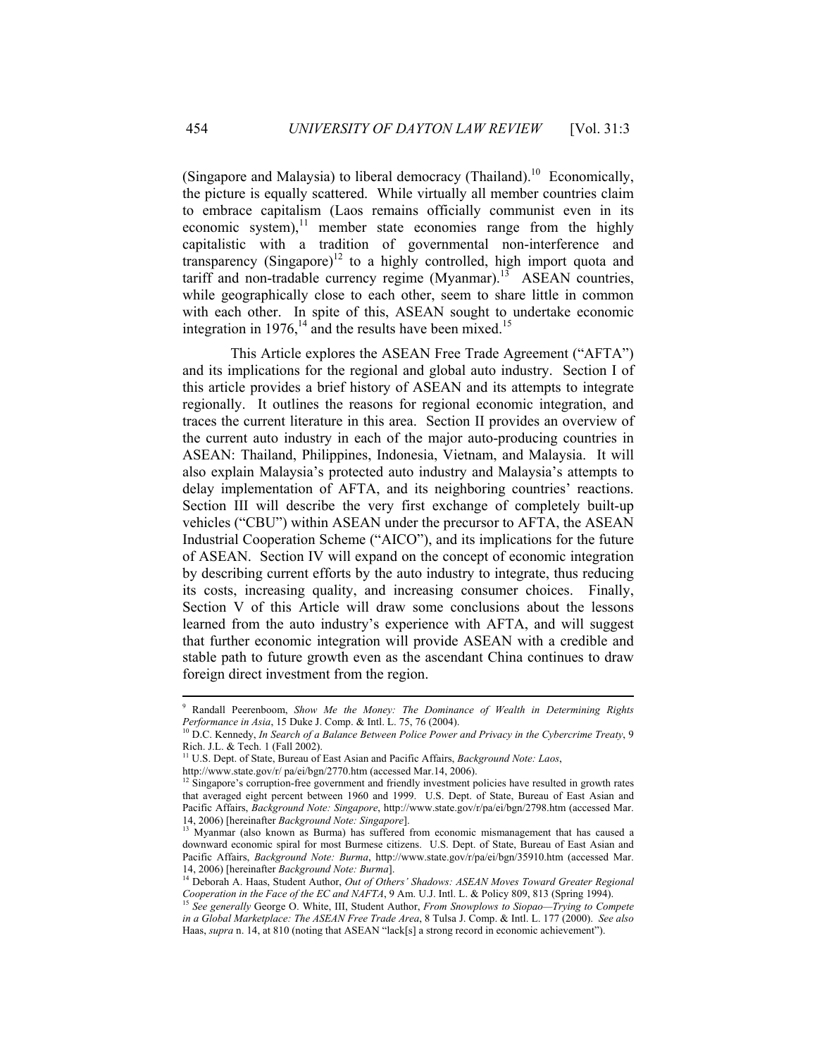(Singapore and Malaysia) to liberal democracy (Thailand).[10] Economically, the picture is equally scattered. While virtually all member countries claim to embrace capitalism (Laos remains officially communist even in its economic system),[11] member state economies range from the highly capitalistic with a tradition of governmental non-interference and transparency (Singapore)[12] to a highly controlled, high import quota and tariff and non-tradable currency regime (Myanmar).[13] ASEAN countries, while geographically close to each other, seem to share little in common with each other. In spite of this, ASEAN sought to undertake economic integration in 1976,[14] and the results have been mixed.[15]

This Article explores the ASEAN Free Trade Agreement ("AFTA") and its implications for the regional and global auto industry. Section I of this article provides a brief history of ASEAN and its attempts to integrate regionally. It outlines the reasons for regional economic integration, and traces the current literature in this area. Section II provides an overview of the current auto industry in each of the major auto-producing countries in ASEAN: Thailand, Philippines, Indonesia, Vietnam, and Malaysia. It will also explain Malaysia's protected auto industry and Malaysia's attempts to delay implementation of AFTA, and its neighboring countries' reactions. Section III will describe the very first exchange of completely built-up vehicles ("CBU") within ASEAN under the precursor to AFTA, the ASEAN Industrial Cooperation Scheme ("AICO"), and its implications for the future of ASEAN. Section IV will expand on the concept of economic integration by describing current efforts by the auto industry to integrate, thus reducing its costs, increasing quality, and increasing consumer choices. Finally, Section V of this Article will draw some conclusions about the lessons learned from the auto industry's experience with AFTA, and will suggest that further economic integration will provide ASEAN with a credible and stable path to future growth even as the ascendant China continues to draw foreign direct investment from the region.

---

[9] Randall Peerenboom, *Show Me the Money: The Dominance of Wealth in Determining Rights Performance in Asia*, 15 Duke J. Comp. & Intl. L. 75, 76 (2004).

[10] D.C. Kennedy, *In Search of a Balance Between Police Power and Privacy in the Cybercrime Treaty*, 9 Rich. J.L. & Tech. 1 (Fall 2002).

[11] U.S. Dept. of State, Bureau of East Asian and Pacific Affairs, *Background Note: Laos*, http://www.state.gov/r/ pa/ei/bgn/2770.htm (accessed Mar.14, 2006).

[12] Singapore's corruption-free government and friendly investment policies have resulted in growth rates that averaged eight percent between 1960 and 1999. U.S. Dept. of State, Bureau of East Asian and Pacific Affairs, *Background Note: Singapore*, http://www.state.gov/r/pa/ei/bgn/2798.htm (accessed Mar. 14, 2006) [hereinafter *Background Note: Singapore*].

[13] Myanmar (also known as Burma) has suffered from economic mismanagement that has caused a downward economic spiral for most Burmese citizens. U.S. Dept. of State, Bureau of East Asian and Pacific Affairs, *Background Note: Burma*, http://www.state.gov/r/pa/ei/bgn/35910.htm (accessed Mar. 14, 2006) [hereinafter *Background Note: Burma*].

[14] Deborah A. Haas, Student Author, *Out of Others' Shadows: ASEAN Moves Toward Greater Regional Cooperation in the Face of the EC and NAFTA*, 9 Am. U.J. Intl. L. & Policy 809, 813 (Spring 1994).

[15] *See generally* George O. White, III, Student Author, *From Snowplows to Siopao—Trying to Compete in a Global Marketplace: The ASEAN Free Trade Area*, 8 Tulsa J. Comp. & Intl. L. 177 (2000). *See also* Haas, *supra* n. 14, at 810 (noting that ASEAN "lack[s] a strong record in economic achievement").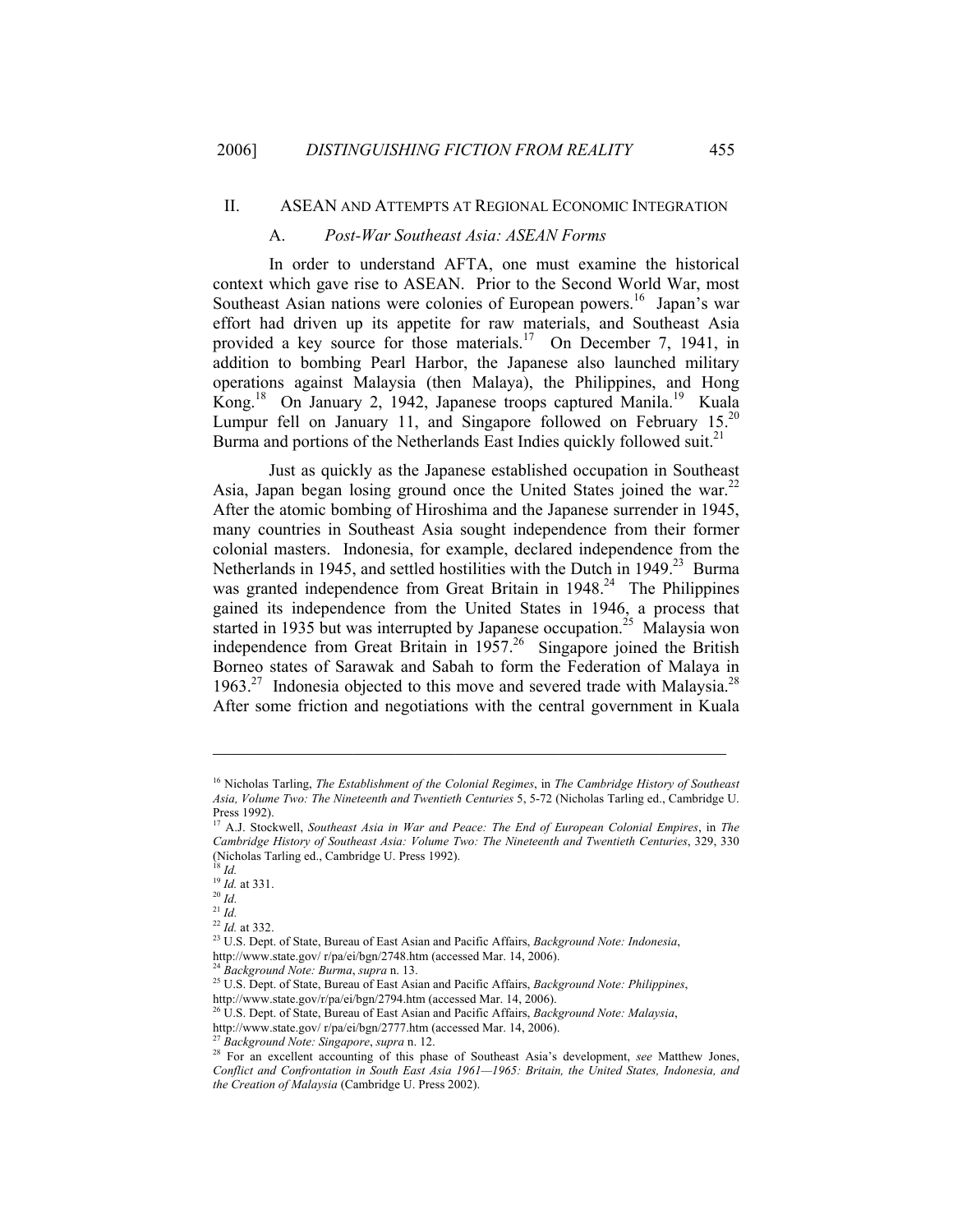## II. ASEAN and Attempts at Regional Economic Integration

### A. *Post-War Southeast Asia: ASEAN Forms*

In order to understand AFTA, one must examine the historical context which gave rise to ASEAN. Prior to the Second World War, most Southeast Asian nations were colonies of European powers.[16] Japan's war effort had driven up its appetite for raw materials, and Southeast Asia provided a key source for those materials.[17] On December 7, 1941, in addition to bombing Pearl Harbor, the Japanese also launched military operations against Malaysia (then Malaya), the Philippines, and Hong Kong.[18] On January 2, 1942, Japanese troops captured Manila.[19] Kuala Lumpur fell on January 11, and Singapore followed on February 15.[20] Burma and portions of the Netherlands East Indies quickly followed suit.[21]

Just as quickly as the Japanese established occupation in Southeast Asia, Japan began losing ground once the United States joined the war.[22] After the atomic bombing of Hiroshima and the Japanese surrender in 1945, many countries in Southeast Asia sought independence from their former colonial masters. Indonesia, for example, declared independence from the Netherlands in 1945, and settled hostilities with the Dutch in 1949.[23] Burma was granted independence from Great Britain in 1948.[24] The Philippines gained its independence from the United States in 1946, a process that started in 1935 but was interrupted by Japanese occupation.[25] Malaysia won independence from Great Britain in 1957.[26] Singapore joined the British Borneo states of Sarawak and Sabah to form the Federation of Malaya in 1963.[27] Indonesia objected to this move and severed trade with Malaysia.[28] After some friction and negotiations with the central government in Kuala

---

[16] Nicholas Tarling, *The Establishment of the Colonial Regimes*, in *The Cambridge History of Southeast Asia, Volume Two: The Nineteenth and Twentieth Centuries* 5, 5-72 (Nicholas Tarling ed., Cambridge U. Press 1992).

[17] A.J. Stockwell, *Southeast Asia in War and Peace: The End of European Colonial Empires*, in *The Cambridge History of Southeast Asia: Volume Two: The Nineteenth and Twentieth Centuries*, 329, 330 (Nicholas Tarling ed., Cambridge U. Press 1992).

[18] *Id.*

[19] *Id.* at 331.

[20] *Id.*

[21] *Id.*

[22] *Id.* at 332.

[23] U.S. Dept. of State, Bureau of East Asian and Pacific Affairs, *Background Note: Indonesia*, http://www.state.gov/ r/pa/ei/bgn/2748.htm (accessed Mar. 14, 2006).

[24] *Background Note: Burma*, *supra* n. 13.

[25] U.S. Dept. of State, Bureau of East Asian and Pacific Affairs, *Background Note: Philippines*, http://www.state.gov/r/pa/ei/bgn/2794.htm (accessed Mar. 14, 2006).

[26] U.S. Dept. of State, Bureau of East Asian and Pacific Affairs, *Background Note: Malaysia*, http://www.state.gov/ r/pa/ei/bgn/2777.htm (accessed Mar. 14, 2006).

[27] *Background Note: Singapore*, *supra* n. 12.

[28] For an excellent accounting of this phase of Southeast Asia's development, *see* Matthew Jones, *Conflict and Confrontation in South East Asia 1961—1965: Britain, the United States, Indonesia, and the Creation of Malaysia* (Cambridge U. Press 2002).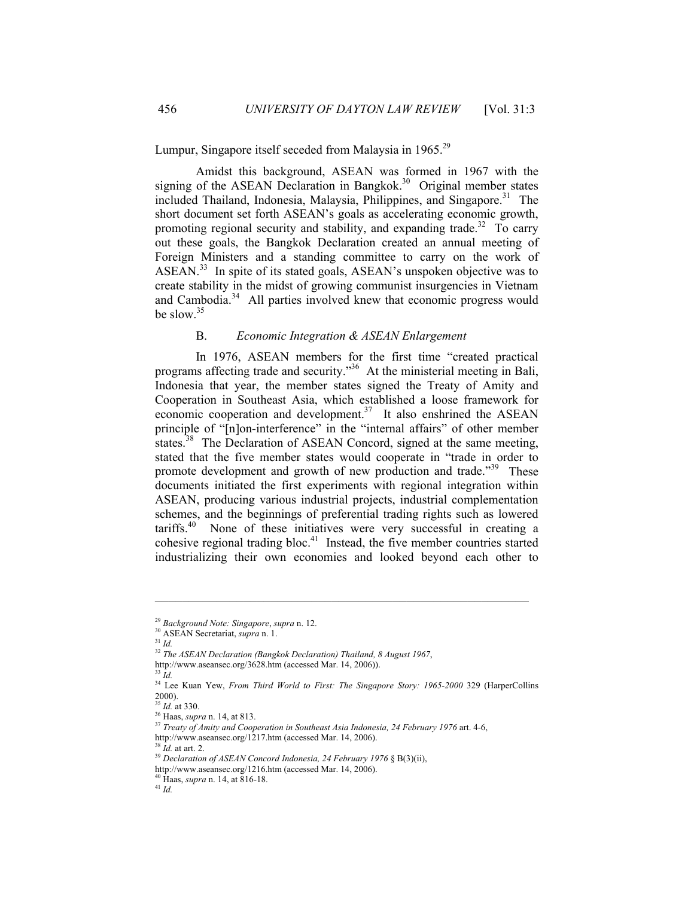Lumpur, Singapore itself seceded from Malaysia in 1965.[29]

Amidst this background, ASEAN was formed in 1967 with the signing of the ASEAN Declaration in Bangkok.[30] Original member states included Thailand, Indonesia, Malaysia, Philippines, and Singapore.[31] The short document set forth ASEAN's goals as accelerating economic growth, promoting regional security and stability, and expanding trade.[32] To carry out these goals, the Bangkok Declaration created an annual meeting of Foreign Ministers and a standing committee to carry on the work of ASEAN.[33] In spite of its stated goals, ASEAN's unspoken objective was to create stability in the midst of growing communist insurgencies in Vietnam and Cambodia.[34] All parties involved knew that economic progress would be slow.[35]

### B. *Economic Integration & ASEAN Enlargement*

In 1976, ASEAN members for the first time "created practical programs affecting trade and security."[36] At the ministerial meeting in Bali, Indonesia that year, the member states signed the Treaty of Amity and Cooperation in Southeast Asia, which established a loose framework for economic cooperation and development.[37] It also enshrined the ASEAN principle of "[n]on-interference" in the "internal affairs" of other member states.[38] The Declaration of ASEAN Concord, signed at the same meeting, stated that the five member states would cooperate in "trade in order to promote development and growth of new production and trade."[39] These documents initiated the first experiments with regional integration within ASEAN, producing various industrial projects, industrial complementation schemes, and the beginnings of preferential trading rights such as lowered tariffs.[40] None of these initiatives were very successful in creating a cohesive regional trading bloc.[41] Instead, the five member countries started industrializing their own economies and looked beyond each other to

---

[29] *Background Note: Singapore*, *supra* n. 12.
[30] ASEAN Secretariat, *supra* n. 1.
[31] *Id.*
[32] *The ASEAN Declaration (Bangkok Declaration) Thailand, 8 August 1967*, http://www.aseansec.org/3628.htm (accessed Mar. 14, 2006)).
[33] *Id.*
[34] Lee Kuan Yew, *From Third World to First: The Singapore Story: 1965-2000* 329 (HarperCollins 2000).
[35] *Id.* at 330.
[36] Haas, *supra* n. 14, at 813.
[37] *Treaty of Amity and Cooperation in Southeast Asia Indonesia, 24 February 1976* art. 4-6, http://www.aseansec.org/1217.htm (accessed Mar. 14, 2006).
[38] *Id.* at art. 2.
[39] *Declaration of ASEAN Concord Indonesia, 24 February 1976* § B(3)(ii), http://www.aseansec.org/1216.htm (accessed Mar. 14, 2006).
[40] Haas, *supra* n. 14, at 816-18.
[41] *Id.*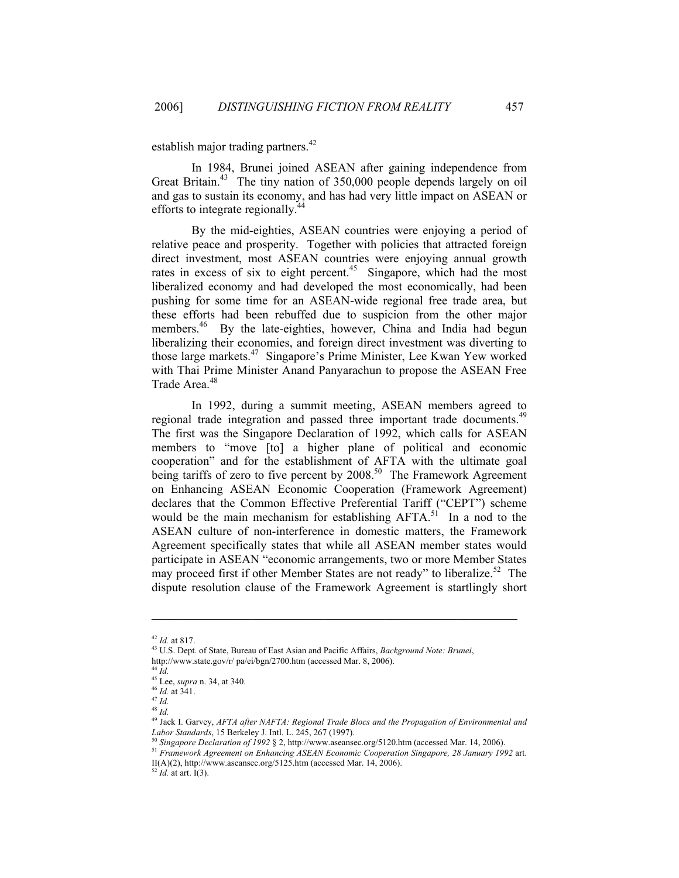establish major trading partners.[42]

In 1984, Brunei joined ASEAN after gaining independence from Great Britain.[43] The tiny nation of 350,000 people depends largely on oil and gas to sustain its economy, and has had very little impact on ASEAN or efforts to integrate regionally.[44]

By the mid-eighties, ASEAN countries were enjoying a period of relative peace and prosperity. Together with policies that attracted foreign direct investment, most ASEAN countries were enjoying annual growth rates in excess of six to eight percent.[45] Singapore, which had the most liberalized economy and had developed the most economically, had been pushing for some time for an ASEAN-wide regional free trade area, but these efforts had been rebuffed due to suspicion from the other major members.[46] By the late-eighties, however, China and India had begun liberalizing their economies, and foreign direct investment was diverting to those large markets.[47] Singapore's Prime Minister, Lee Kwan Yew worked with Thai Prime Minister Anand Panyarachun to propose the ASEAN Free Trade Area.[48]

In 1992, during a summit meeting, ASEAN members agreed to regional trade integration and passed three important trade documents.[49] The first was the Singapore Declaration of 1992, which calls for ASEAN members to "move [to] a higher plane of political and economic cooperation" and for the establishment of AFTA with the ultimate goal being tariffs of zero to five percent by 2008.[50] The Framework Agreement on Enhancing ASEAN Economic Cooperation (Framework Agreement) declares that the Common Effective Preferential Tariff ("CEPT") scheme would be the main mechanism for establishing AFTA.[51] In a nod to the ASEAN culture of non-interference in domestic matters, the Framework Agreement specifically states that while all ASEAN member states would participate in ASEAN "economic arrangements, two or more Member States may proceed first if other Member States are not ready" to liberalize.[52] The dispute resolution clause of the Framework Agreement is startlingly short

---

[42] *Id.* at 817.
[43] U.S. Dept. of State, Bureau of East Asian and Pacific Affairs, *Background Note: Brunei*, http://www.state.gov/r/ pa/ei/bgn/2700.htm (accessed Mar. 8, 2006).
[44] *Id.*
[45] Lee, *supra* n. 34, at 340.
[46] *Id.* at 341.
[47] *Id.*
[48] *Id.*
[49] Jack I. Garvey, *AFTA after NAFTA: Regional Trade Blocs and the Propagation of Environmental and Labor Standards*, 15 Berkeley J. Intl. L. 245, 267 (1997).
[50] *Singapore Declaration of 1992* § 2, http://www.aseansec.org/5120.htm (accessed Mar. 14, 2006).
[51] *Framework Agreement on Enhancing ASEAN Economic Cooperation Singapore, 28 January 1992* art. II(A)(2), http://www.aseansec.org/5125.htm (accessed Mar. 14, 2006).
[52] *Id.* at art. I(3).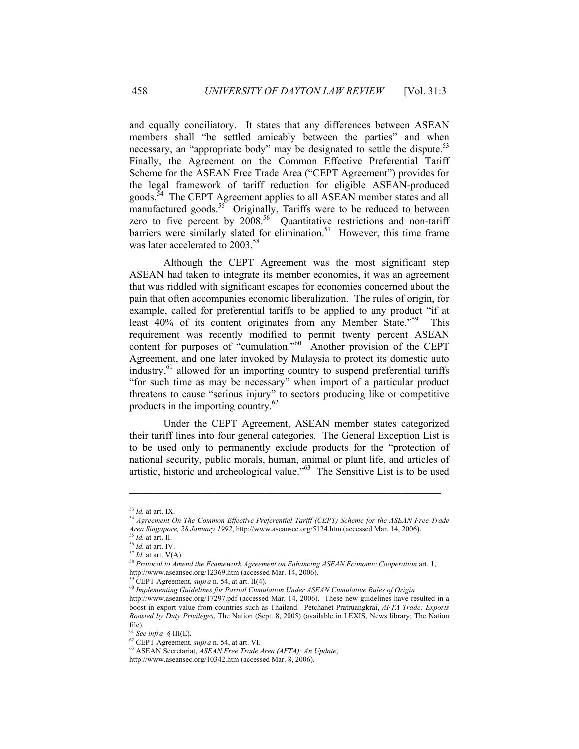and equally conciliatory. It states that any differences between ASEAN members shall "be settled amicably between the parties" and when necessary, an "appropriate body" may be designated to settle the dispute.[53] Finally, the Agreement on the Common Effective Preferential Tariff Scheme for the ASEAN Free Trade Area ("CEPT Agreement") provides for the legal framework of tariff reduction for eligible ASEAN-produced goods.[54] The CEPT Agreement applies to all ASEAN member states and all manufactured goods.[55] Originally, Tariffs were to be reduced to between zero to five percent by 2008.[56] Quantitative restrictions and non-tariff barriers were similarly slated for elimination.[57] However, this time frame was later accelerated to 2003.[58]

Although the CEPT Agreement was the most significant step ASEAN had taken to integrate its member economies, it was an agreement that was riddled with significant escapes for economies concerned about the pain that often accompanies economic liberalization. The rules of origin, for example, called for preferential tariffs to be applied to any product "if at least 40% of its content originates from any Member State."[59] This requirement was recently modified to permit twenty percent ASEAN content for purposes of "cumulation."[60] Another provision of the CEPT Agreement, and one later invoked by Malaysia to protect its domestic auto industry,[61] allowed for an importing country to suspend preferential tariffs "for such time as may be necessary" when import of a particular product threatens to cause "serious injury" to sectors producing like or competitive products in the importing country.[62]

Under the CEPT Agreement, ASEAN member states categorized their tariff lines into four general categories. The General Exception List is to be used only to permanently exclude products for the "protection of national security, public morals, human, animal or plant life, and articles of artistic, historic and archeological value."[63] The Sensitive List is to be used

---

[53] *Id.* at art. IX.

[54] *Agreement On The Common Effective Preferential Tariff (CEPT) Scheme for the ASEAN Free Trade Area Singapore, 28 January 1992*, http://www.aseansec.org/5124.htm (accessed Mar. 14, 2006).

[55] *Id.* at art. II.

[56] *Id.* at art. IV.

[57] *Id.* at art. V(A).

[58] *Protocol to Amend the Framework Agreement on Enhancing ASEAN Economic Cooperation* art. 1, http://www.aseansec.org/12369.htm (accessed Mar. 14, 2006).

[59] CEPT Agreement, *supra* n. 54, at art. II(4).

[60] *Implementing Guidelines for Partial Cumulation Under ASEAN Cumulative Rules of Origin* http://www.aseansec.org/17297.pdf (accessed Mar. 14, 2006). These new guidelines have resulted in a boost in export value from countries such as Thailand. Petchanet Pratruangkrai, *AFTA Trade: Exports Boosted by Duty Privileges*, The Nation (Sept. 8, 2005) (available in LEXIS, News library; The Nation file).

[61] *See infra* § III(E).

[62] CEPT Agreement, *supra* n. 54, at art. VI.

[63] ASEAN Secretariat, *ASEAN Free Trade Area (AFTA): An Update*, http://www.aseansec.org/10342.htm (accessed Mar. 8, 2006).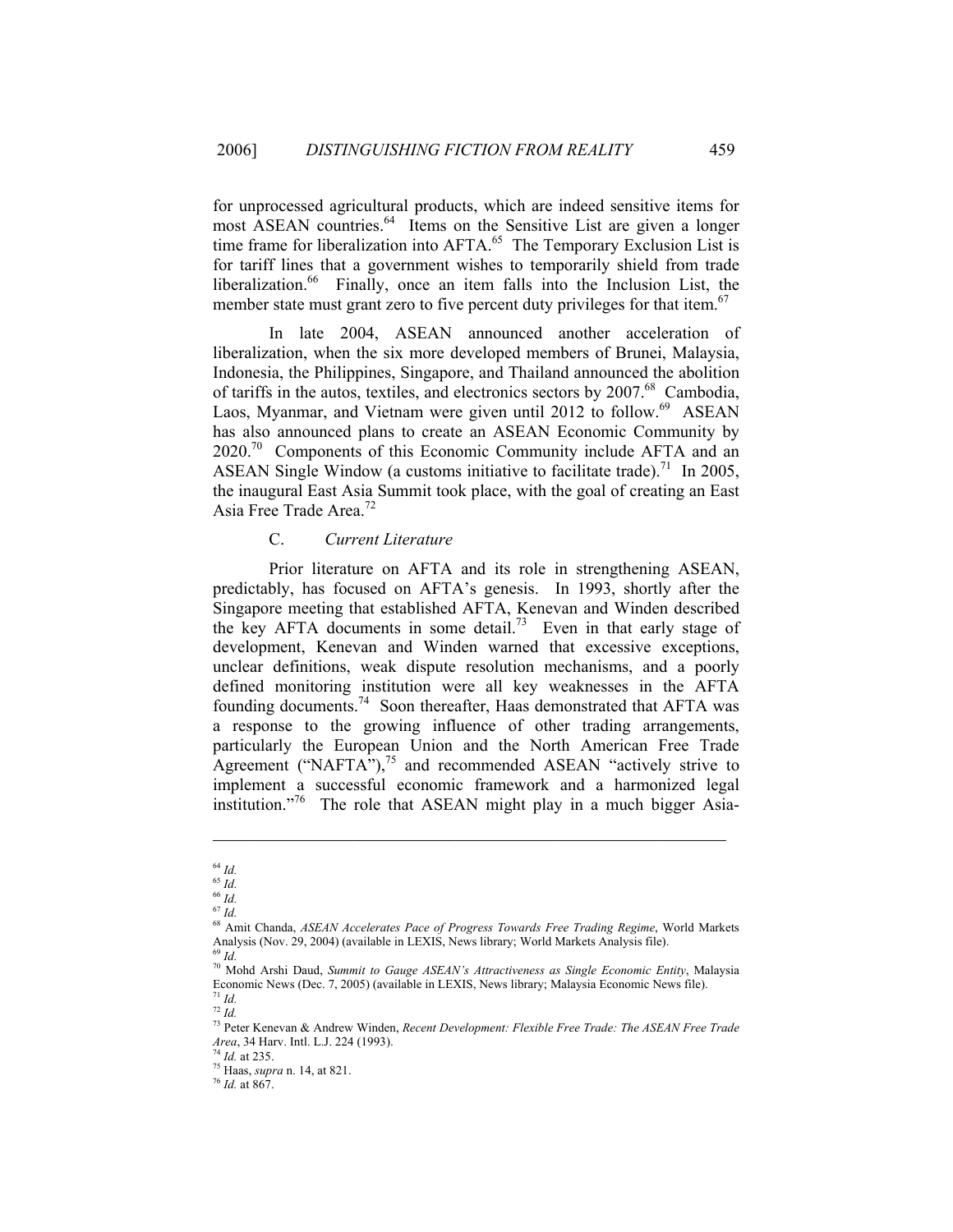for unprocessed agricultural products, which are indeed sensitive items for most ASEAN countries.[64] Items on the Sensitive List are given a longer time frame for liberalization into AFTA.[65] The Temporary Exclusion List is for tariff lines that a government wishes to temporarily shield from trade liberalization.[66] Finally, once an item falls into the Inclusion List, the member state must grant zero to five percent duty privileges for that item.[67]

In late 2004, ASEAN announced another acceleration of liberalization, when the six more developed members of Brunei, Malaysia, Indonesia, the Philippines, Singapore, and Thailand announced the abolition of tariffs in the autos, textiles, and electronics sectors by 2007.[68] Cambodia, Laos, Myanmar, and Vietnam were given until 2012 to follow.[69] ASEAN has also announced plans to create an ASEAN Economic Community by 2020.[70] Components of this Economic Community include AFTA and an ASEAN Single Window (a customs initiative to facilitate trade).[71] In 2005, the inaugural East Asia Summit took place, with the goal of creating an East Asia Free Trade Area.[72]

### C. *Current Literature*

Prior literature on AFTA and its role in strengthening ASEAN, predictably, has focused on AFTA's genesis. In 1993, shortly after the Singapore meeting that established AFTA, Kenevan and Winden described the key AFTA documents in some detail.[73] Even in that early stage of development, Kenevan and Winden warned that excessive exceptions, unclear definitions, weak dispute resolution mechanisms, and a poorly defined monitoring institution were all key weaknesses in the AFTA founding documents.[74] Soon thereafter, Haas demonstrated that AFTA was a response to the growing influence of other trading arrangements, particularly the European Union and the North American Free Trade Agreement ("NAFTA"),[75] and recommended ASEAN "actively strive to implement a successful economic framework and a harmonized legal institution."[76] The role that ASEAN might play in a much bigger Asia-

---

[64] *Id.*
[65] *Id.*
[66] *Id.*
[67] *Id.*
[68] Amit Chanda, *ASEAN Accelerates Pace of Progress Towards Free Trading Regime*, World Markets Analysis (Nov. 29, 2004) (available in LEXIS, News library; World Markets Analysis file).
[69] *Id.*
[70] Mohd Arshi Daud, *Summit to Gauge ASEAN's Attractiveness as Single Economic Entity*, Malaysia Economic News (Dec. 7, 2005) (available in LEXIS, News library; Malaysia Economic News file).
[71] *Id.*
[72] *Id.*
[73] Peter Kenevan & Andrew Winden, *Recent Development: Flexible Free Trade: The ASEAN Free Trade Area*, 34 Harv. Intl. L.J. 224 (1993).
[74] *Id.* at 235.
[75] Haas, *supra* n. 14, at 821.
[76] *Id.* at 867.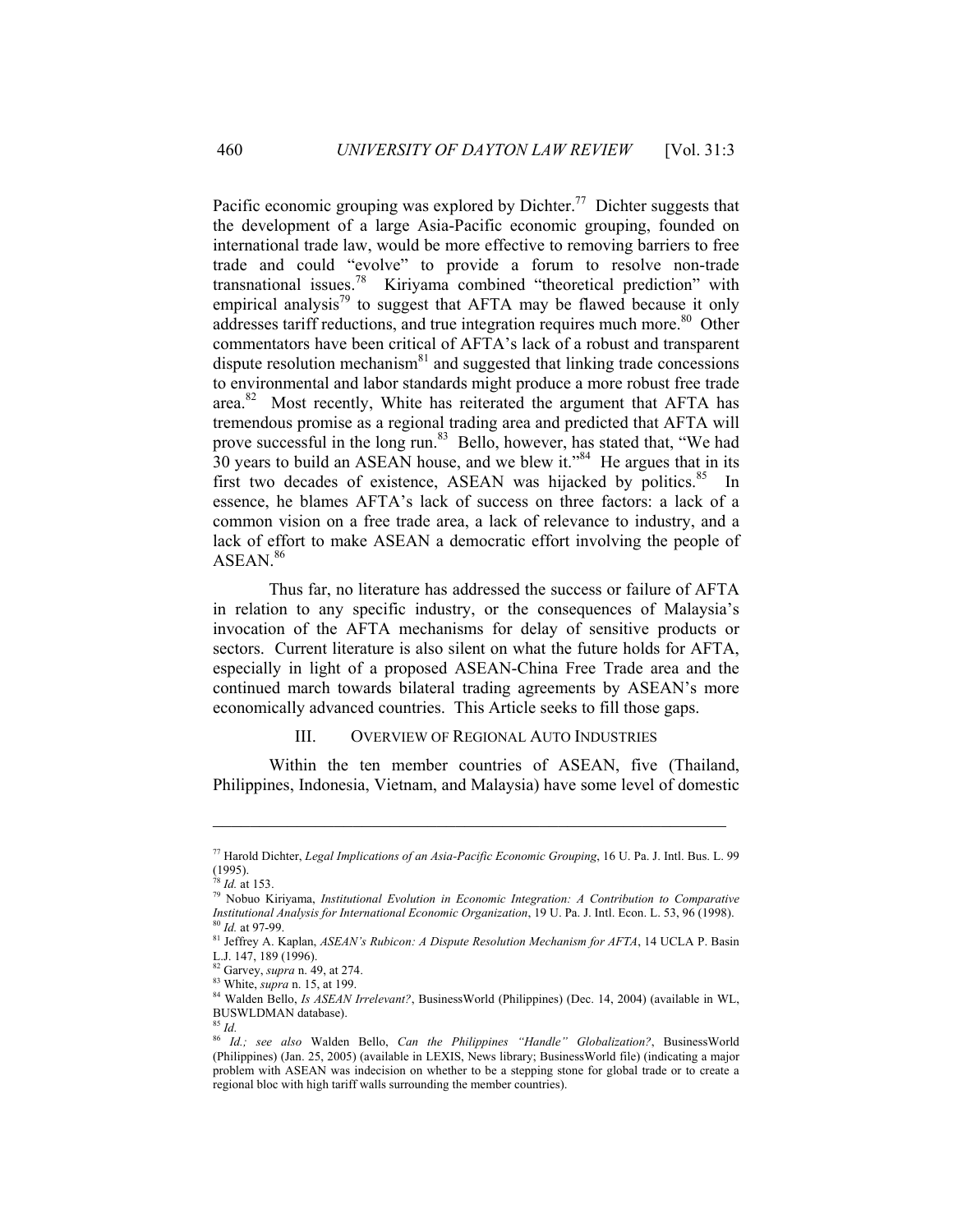Pacific economic grouping was explored by Dichter.[77] Dichter suggests that the development of a large Asia-Pacific economic grouping, founded on international trade law, would be more effective to removing barriers to free trade and could "evolve" to provide a forum to resolve non-trade transnational issues.[78] Kiriyama combined "theoretical prediction" with empirical analysis[79] to suggest that AFTA may be flawed because it only addresses tariff reductions, and true integration requires much more.[80] Other commentators have been critical of AFTA's lack of a robust and transparent dispute resolution mechanism[81] and suggested that linking trade concessions to environmental and labor standards might produce a more robust free trade area.[82] Most recently, White has reiterated the argument that AFTA has tremendous promise as a regional trading area and predicted that AFTA will prove successful in the long run.[83] Bello, however, has stated that, "We had 30 years to build an ASEAN house, and we blew it."[84] He argues that in its first two decades of existence, ASEAN was hijacked by politics.[85] In essence, he blames AFTA's lack of success on three factors: a lack of a common vision on a free trade area, a lack of relevance to industry, and a lack of effort to make ASEAN a democratic effort involving the people of ASEAN.[86]

Thus far, no literature has addressed the success or failure of AFTA in relation to any specific industry, or the consequences of Malaysia's invocation of the AFTA mechanisms for delay of sensitive products or sectors. Current literature is also silent on what the future holds for AFTA, especially in light of a proposed ASEAN-China Free Trade area and the continued march towards bilateral trading agreements by ASEAN's more economically advanced countries. This Article seeks to fill those gaps.

## III. Overview of Regional Auto Industries

Within the ten member countries of ASEAN, five (Thailand, Philippines, Indonesia, Vietnam, and Malaysia) have some level of domestic

---

[77] Harold Dichter, *Legal Implications of an Asia-Pacific Economic Grouping*, 16 U. Pa. J. Intl. Bus. L. 99 (1995).

[78] *Id.* at 153.

[79] Nobuo Kiriyama, *Institutional Evolution in Economic Integration: A Contribution to Comparative Institutional Analysis for International Economic Organization*, 19 U. Pa. J. Intl. Econ. L. 53, 96 (1998).

[80] *Id.* at 97-99.

[81] Jeffrey A. Kaplan, *ASEAN's Rubicon: A Dispute Resolution Mechanism for AFTA*, 14 UCLA P. Basin L.J. 147, 189 (1996).

[82] Garvey, *supra* n. 49, at 274.

[83] White, *supra* n. 15, at 199.

[84] Walden Bello, *Is ASEAN Irrelevant?*, BusinessWorld (Philippines) (Dec. 14, 2004) (available in WL, BUSWLDMAN database).

[85] *Id.*

[86] *Id.; see also* Walden Bello, *Can the Philippines "Handle" Globalization?*, BusinessWorld (Philippines) (Jan. 25, 2005) (available in LEXIS, News library; BusinessWorld file) (indicating a major problem with ASEAN was indecision on whether to be a stepping stone for global trade or to create a regional bloc with high tariff walls surrounding the member countries).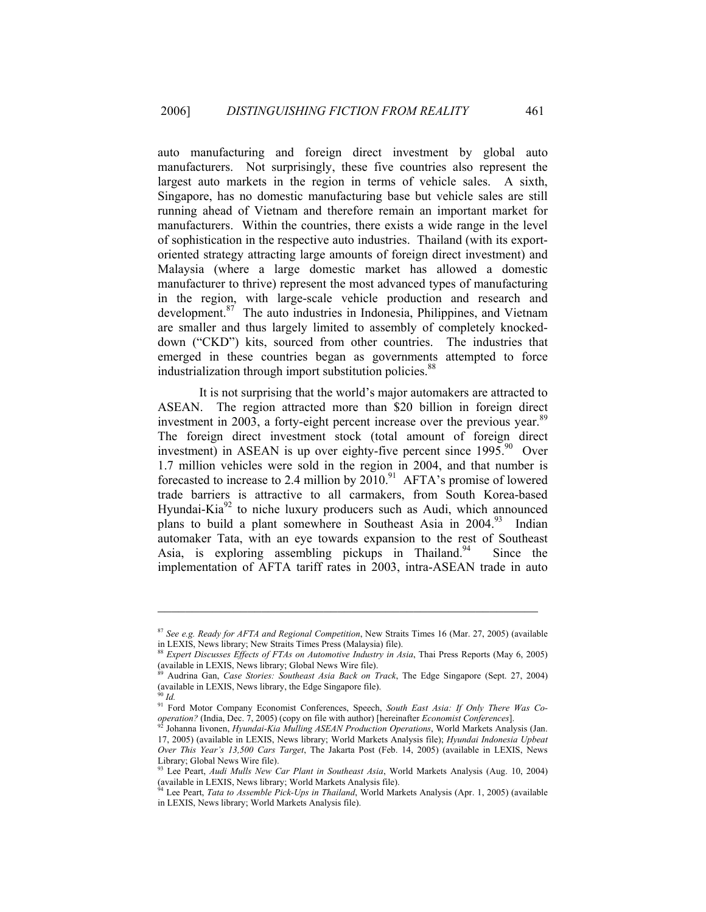auto manufacturing and foreign direct investment by global auto manufacturers. Not surprisingly, these five countries also represent the largest auto markets in the region in terms of vehicle sales. A sixth, Singapore, has no domestic manufacturing base but vehicle sales are still running ahead of Vietnam and therefore remain an important market for manufacturers. Within the countries, there exists a wide range in the level of sophistication in the respective auto industries. Thailand (with its export-oriented strategy attracting large amounts of foreign direct investment) and Malaysia (where a large domestic market has allowed a domestic manufacturer to thrive) represent the most advanced types of manufacturing in the region, with large-scale vehicle production and research and development.[87] The auto industries in Indonesia, Philippines, and Vietnam are smaller and thus largely limited to assembly of completely knocked-down ("CKD") kits, sourced from other countries. The industries that emerged in these countries began as governments attempted to force industrialization through import substitution policies.[88]

It is not surprising that the world's major automakers are attracted to ASEAN. The region attracted more than $20 billion in foreign direct investment in 2003, a forty-eight percent increase over the previous year.[89] The foreign direct investment stock (total amount of foreign direct investment) in ASEAN is up over eighty-five percent since 1995.[90] Over 1.7 million vehicles were sold in the region in 2004, and that number is forecasted to increase to 2.4 million by 2010.[91] AFTA's promise of lowered trade barriers is attractive to all carmakers, from South Korea-based Hyundai-Kia[92] to niche luxury producers such as Audi, which announced plans to build a plant somewhere in Southeast Asia in 2004.[93] Indian automaker Tata, with an eye towards expansion to the rest of Southeast Asia, is exploring assembling pickups in Thailand.[94] Since the implementation of AFTA tariff rates in 2003, intra-ASEAN trade in auto

---

[87] *See e.g. Ready for AFTA and Regional Competition*, New Straits Times 16 (Mar. 27, 2005) (available in LEXIS, News library; New Straits Times Press (Malaysia) file).

[88] *Expert Discusses Effects of FTAs on Automotive Industry in Asia*, Thai Press Reports (May 6, 2005) (available in LEXIS, News library; Global News Wire file).

[89] Audrina Gan, *Case Stories: Southeast Asia Back on Track*, The Edge Singapore (Sept. 27, 2004) (available in LEXIS, News library, the Edge Singapore file).

[90] *Id.*

[91] Ford Motor Company Economist Conferences, Speech, *South East Asia: If Only There Was Co-operation?* (India, Dec. 7, 2005) (copy on file with author) [hereinafter *Economist Conferences*].

[92] Johanna Iivonen, *Hyundai-Kia Mulling ASEAN Production Operations*, World Markets Analysis (Jan. 17, 2005) (available in LEXIS, News library; World Markets Analysis file); *Hyundai Indonesia Upbeat Over This Year's 13,500 Cars Target*, The Jakarta Post (Feb. 14, 2005) (available in LEXIS, News Library; Global News Wire file).

[93] Lee Peart, *Audi Mulls New Car Plant in Southeast Asia*, World Markets Analysis (Aug. 10, 2004) (available in LEXIS, News library; World Markets Analysis file).

[94] Lee Peart, *Tata to Assemble Pick-Ups in Thailand*, World Markets Analysis (Apr. 1, 2005) (available in LEXIS, News library; World Markets Analysis file).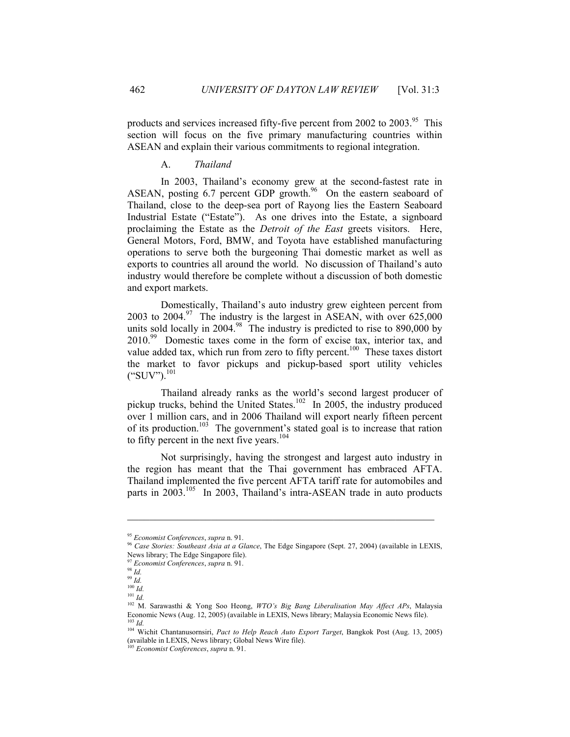products and services increased fifty-five percent from 2002 to 2003.[95] This section will focus on the five primary manufacturing countries within ASEAN and explain their various commitments to regional integration.

### A. *Thailand*

In 2003, Thailand's economy grew at the second-fastest rate in ASEAN, posting 6.7 percent GDP growth.[96] On the eastern seaboard of Thailand, close to the deep-sea port of Rayong lies the Eastern Seaboard Industrial Estate ("Estate"). As one drives into the Estate, a signboard proclaiming the Estate as the *Detroit of the East* greets visitors. Here, General Motors, Ford, BMW, and Toyota have established manufacturing operations to serve both the burgeoning Thai domestic market as well as exports to countries all around the world. No discussion of Thailand's auto industry would therefore be complete without a discussion of both domestic and export markets.

Domestically, Thailand's auto industry grew eighteen percent from 2003 to 2004.[97] The industry is the largest in ASEAN, with over 625,000 units sold locally in 2004.[98] The industry is predicted to rise to 890,000 by 2010.[99] Domestic taxes come in the form of excise tax, interior tax, and value added tax, which run from zero to fifty percent.[100] These taxes distort the market to favor pickups and pickup-based sport utility vehicles ("SUV").[101]

Thailand already ranks as the world's second largest producer of pickup trucks, behind the United States.[102] In 2005, the industry produced over 1 million cars, and in 2006 Thailand will export nearly fifteen percent of its production.[103] The government's stated goal is to increase that ration to fifty percent in the next five years.[104]

Not surprisingly, having the strongest and largest auto industry in the region has meant that the Thai government has embraced AFTA. Thailand implemented the five percent AFTA tariff rate for automobiles and parts in 2003.[105] In 2003, Thailand's intra-ASEAN trade in auto products

---

[95] *Economist Conferences*, *supra* n. 91.

[96] *Case Stories: Southeast Asia at a Glance*, The Edge Singapore (Sept. 27, 2004) (available in LEXIS, News library; The Edge Singapore file).

[97] *Economist Conferences*, *supra* n. 91.

[98] *Id.*

[99] *Id.*

[100] *Id.*

[101] *Id.*

[102] M. Sarawasthi & Yong Soo Heong, *WTO's Big Bang Liberalisation May Affect APs*, Malaysia Economic News (Aug. 12, 2005) (available in LEXIS, News library; Malaysia Economic News file).

[103] *Id.*

[104] Wichit Chantanusornsiri, *Pact to Help Reach Auto Export Target*, Bangkok Post (Aug. 13, 2005) (available in LEXIS, News library; Global News Wire file).

[105] *Economist Conferences*, *supra* n. 91.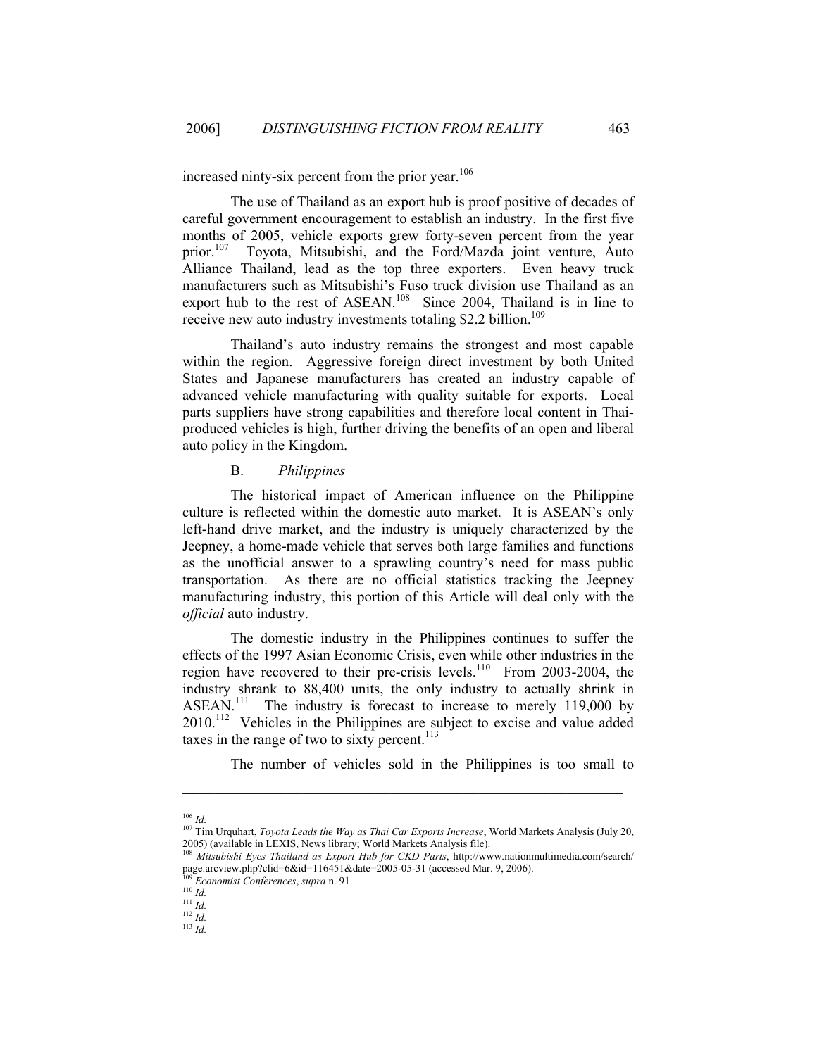increased ninty-six percent from the prior year.[106]

The use of Thailand as an export hub is proof positive of decades of careful government encouragement to establish an industry. In the first five months of 2005, vehicle exports grew forty-seven percent from the year prior.[107] Toyota, Mitsubishi, and the Ford/Mazda joint venture, Auto Alliance Thailand, lead as the top three exporters. Even heavy truck manufacturers such as Mitsubishi's Fuso truck division use Thailand as an export hub to the rest of ASEAN.[108] Since 2004, Thailand is in line to receive new auto industry investments totaling $2.2 billion.[109]

Thailand's auto industry remains the strongest and most capable within the region. Aggressive foreign direct investment by both United States and Japanese manufacturers has created an industry capable of advanced vehicle manufacturing with quality suitable for exports. Local parts suppliers have strong capabilities and therefore local content in Thai-produced vehicles is high, further driving the benefits of an open and liberal auto policy in the Kingdom.

### B. *Philippines*

The historical impact of American influence on the Philippine culture is reflected within the domestic auto market. It is ASEAN's only left-hand drive market, and the industry is uniquely characterized by the Jeepney, a home-made vehicle that serves both large families and functions as the unofficial answer to a sprawling country's need for mass public transportation. As there are no official statistics tracking the Jeepney manufacturing industry, this portion of this Article will deal only with the *official* auto industry.

The domestic industry in the Philippines continues to suffer the effects of the 1997 Asian Economic Crisis, even while other industries in the region have recovered to their pre-crisis levels.[110] From 2003-2004, the industry shrank to 88,400 units, the only industry to actually shrink in ASEAN.[111] The industry is forecast to increase to merely 119,000 by 2010.[112] Vehicles in the Philippines are subject to excise and value added taxes in the range of two to sixty percent.[113]

The number of vehicles sold in the Philippines is too small to

---

[106] *Id.*

[107] Tim Urquhart, *Toyota Leads the Way as Thai Car Exports Increase*, World Markets Analysis (July 20, 2005) (available in LEXIS, News library; World Markets Analysis file).

[108] *Mitsubishi Eyes Thailand as Export Hub for CKD Parts*, http://www.nationmultimedia.com/search/page.arcview.php?clid=6&id=116451&date=2005-05-31 (accessed Mar. 9, 2006).

[109] *Economist Conferences*, *supra* n. 91.

[110] *Id.*

[111] *Id.*

[112] *Id.*

[113] *Id.*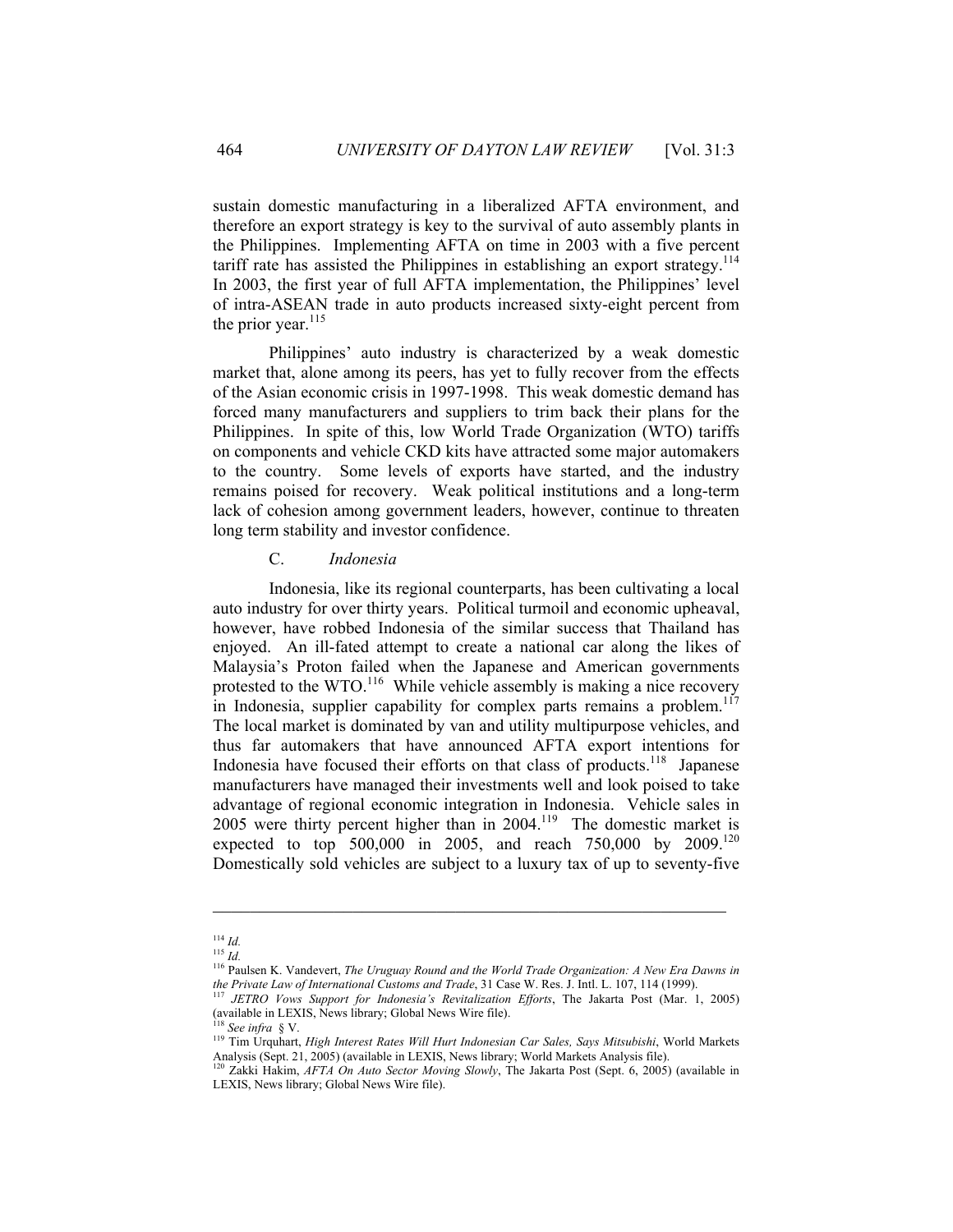sustain domestic manufacturing in a liberalized AFTA environment, and therefore an export strategy is key to the survival of auto assembly plants in the Philippines. Implementing AFTA on time in 2003 with a five percent tariff rate has assisted the Philippines in establishing an export strategy.[114] In 2003, the first year of full AFTA implementation, the Philippines' level of intra-ASEAN trade in auto products increased sixty-eight percent from the prior year.[115]

Philippines' auto industry is characterized by a weak domestic market that, alone among its peers, has yet to fully recover from the effects of the Asian economic crisis in 1997-1998. This weak domestic demand has forced many manufacturers and suppliers to trim back their plans for the Philippines. In spite of this, low World Trade Organization (WTO) tariffs on components and vehicle CKD kits have attracted some major automakers to the country. Some levels of exports have started, and the industry remains poised for recovery. Weak political institutions and a long-term lack of cohesion among government leaders, however, continue to threaten long term stability and investor confidence.

### C. *Indonesia*

Indonesia, like its regional counterparts, has been cultivating a local auto industry for over thirty years. Political turmoil and economic upheaval, however, have robbed Indonesia of the similar success that Thailand has enjoyed. An ill-fated attempt to create a national car along the likes of Malaysia's Proton failed when the Japanese and American governments protested to the WTO.[116] While vehicle assembly is making a nice recovery in Indonesia, supplier capability for complex parts remains a problem.[117] The local market is dominated by van and utility multipurpose vehicles, and thus far automakers that have announced AFTA export intentions for Indonesia have focused their efforts on that class of products.[118] Japanese manufacturers have managed their investments well and look poised to take advantage of regional economic integration in Indonesia. Vehicle sales in 2005 were thirty percent higher than in 2004.[119] The domestic market is expected to top 500,000 in 2005, and reach 750,000 by 2009.[120] Domestically sold vehicles are subject to a luxury tax of up to seventy-five

---

[114] *Id.*

[115] *Id.*

[116] Paulsen K. Vandevert, *The Uruguay Round and the World Trade Organization: A New Era Dawns in the Private Law of International Customs and Trade*, 31 Case W. Res. J. Intl. L. 107, 114 (1999).

[117] *JETRO Vows Support for Indonesia's Revitalization Efforts*, The Jakarta Post (Mar. 1, 2005) (available in LEXIS, News library; Global News Wire file).

[118] *See infra* § V.

[119] Tim Urquhart, *High Interest Rates Will Hurt Indonesian Car Sales, Says Mitsubishi*, World Markets Analysis (Sept. 21, 2005) (available in LEXIS, News library; World Markets Analysis file).

[120] Zakki Hakim, *AFTA On Auto Sector Moving Slowly*, The Jakarta Post (Sept. 6, 2005) (available in LEXIS, News library; Global News Wire file).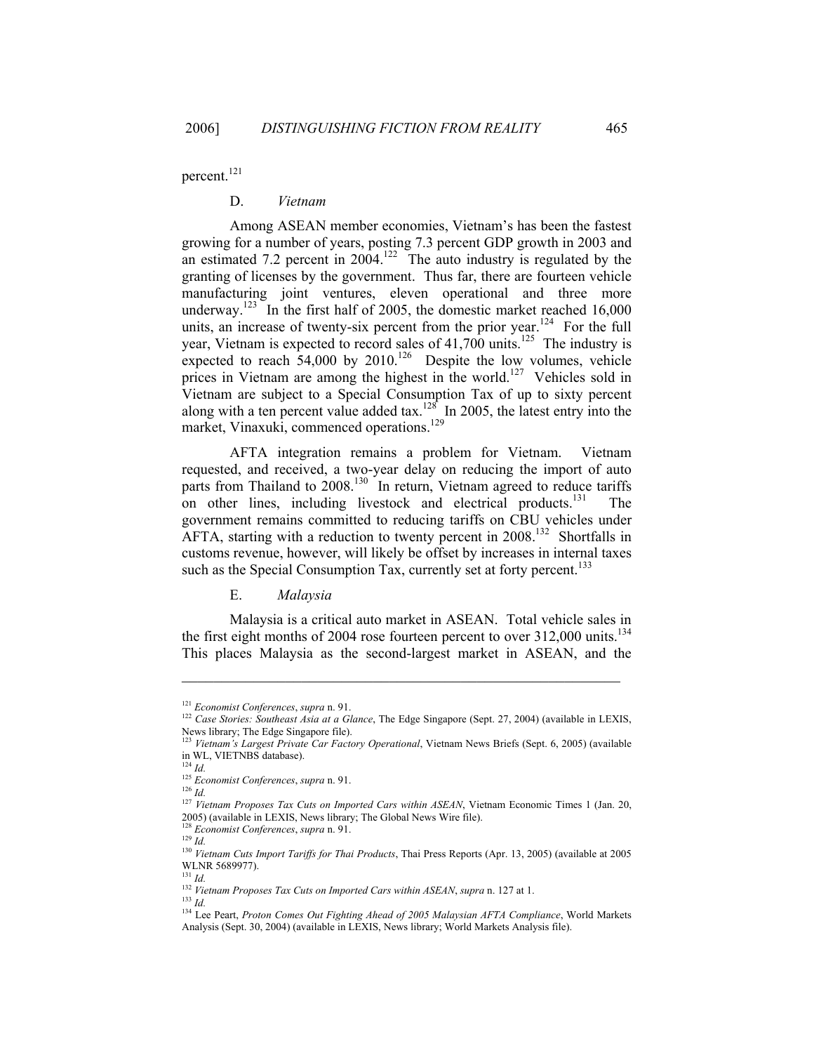percent.[121]

### D. *Vietnam*

Among ASEAN member economies, Vietnam's has been the fastest growing for a number of years, posting 7.3 percent GDP growth in 2003 and an estimated 7.2 percent in 2004.[122] The auto industry is regulated by the granting of licenses by the government. Thus far, there are fourteen vehicle manufacturing joint ventures, eleven operational and three more underway.[123] In the first half of 2005, the domestic market reached 16,000 units, an increase of twenty-six percent from the prior year.[124] For the full year, Vietnam is expected to record sales of 41,700 units.[125] The industry is expected to reach 54,000 by 2010.[126] Despite the low volumes, vehicle prices in Vietnam are among the highest in the world.[127] Vehicles sold in Vietnam are subject to a Special Consumption Tax of up to sixty percent along with a ten percent value added tax.[128] In 2005, the latest entry into the market, Vinaxuki, commenced operations.[129]

AFTA integration remains a problem for Vietnam. Vietnam requested, and received, a two-year delay on reducing the import of auto parts from Thailand to 2008.[130] In return, Vietnam agreed to reduce tariffs on other lines, including livestock and electrical products.[131] The government remains committed to reducing tariffs on CBU vehicles under AFTA, starting with a reduction to twenty percent in 2008.[132] Shortfalls in customs revenue, however, will likely be offset by increases in internal taxes such as the Special Consumption Tax, currently set at forty percent.[133]

### E. *Malaysia*

Malaysia is a critical auto market in ASEAN. Total vehicle sales in the first eight months of 2004 rose fourteen percent to over 312,000 units.[134] This places Malaysia as the second-largest market in ASEAN, and the

---

[121] *Economist Conferences*, *supra* n. 91.

[122] *Case Stories: Southeast Asia at a Glance*, The Edge Singapore (Sept. 27, 2004) (available in LEXIS, News library; The Edge Singapore file).

[123] *Vietnam's Largest Private Car Factory Operational*, Vietnam News Briefs (Sept. 6, 2005) (available in WL, VIETNBS database).

[124] *Id.*

[125] *Economist Conferences*, *supra* n. 91.

[126] *Id.*

[127] *Vietnam Proposes Tax Cuts on Imported Cars within ASEAN*, Vietnam Economic Times 1 (Jan. 20, 2005) (available in LEXIS, News library; The Global News Wire file).

[128] *Economist Conferences*, *supra* n. 91.

[129] *Id.*

[130] *Vietnam Cuts Import Tariffs for Thai Products*, Thai Press Reports (Apr. 13, 2005) (available at 2005 WLNR 5689977).

[131] *Id.*

[132] *Vietnam Proposes Tax Cuts on Imported Cars within ASEAN*, *supra* n. 127 at 1.

[133] *Id.*

[134] Lee Peart, *Proton Comes Out Fighting Ahead of 2005 Malaysian AFTA Compliance*, World Markets Analysis (Sept. 30, 2004) (available in LEXIS, News library; World Markets Analysis file).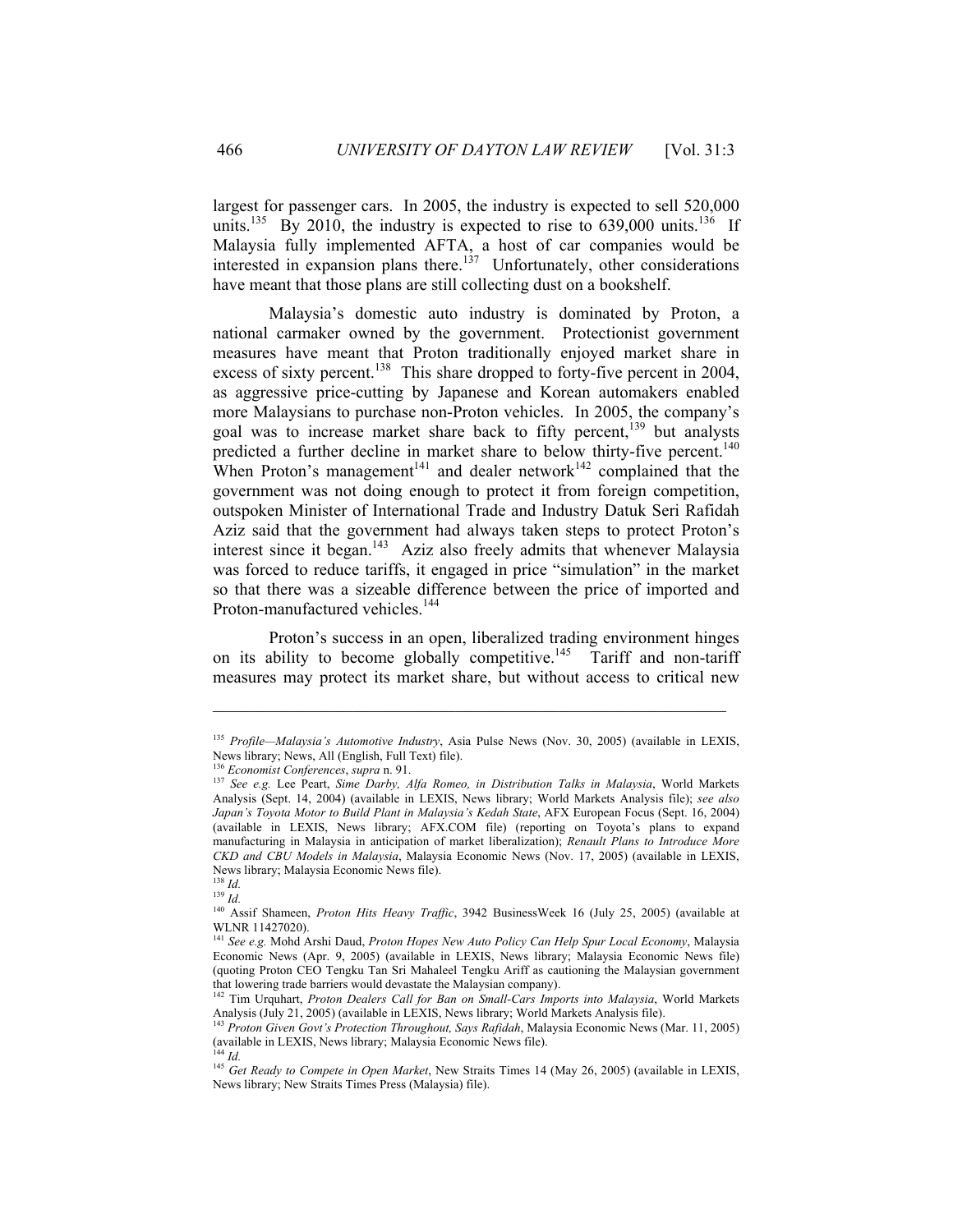largest for passenger cars. In 2005, the industry is expected to sell 520,000 units.[135] By 2010, the industry is expected to rise to 639,000 units.[136] If Malaysia fully implemented AFTA, a host of car companies would be interested in expansion plans there.[137] Unfortunately, other considerations have meant that those plans are still collecting dust on a bookshelf.

Malaysia's domestic auto industry is dominated by Proton, a national carmaker owned by the government. Protectionist government measures have meant that Proton traditionally enjoyed market share in excess of sixty percent.[138] This share dropped to forty-five percent in 2004, as aggressive price-cutting by Japanese and Korean automakers enabled more Malaysians to purchase non-Proton vehicles. In 2005, the company's goal was to increase market share back to fifty percent,[139] but analysts predicted a further decline in market share to below thirty-five percent.[140] When Proton's management[141] and dealer network[142] complained that the government was not doing enough to protect it from foreign competition, outspoken Minister of International Trade and Industry Datuk Seri Rafidah Aziz said that the government had always taken steps to protect Proton's interest since it began.[143] Aziz also freely admits that whenever Malaysia was forced to reduce tariffs, it engaged in price "simulation" in the market so that there was a sizeable difference between the price of imported and Proton-manufactured vehicles.[144]

Proton's success in an open, liberalized trading environment hinges on its ability to become globally competitive.[145] Tariff and non-tariff measures may protect its market share, but without access to critical new

---

[135] *Profile—Malaysia's Automotive Industry*, Asia Pulse News (Nov. 30, 2005) (available in LEXIS, News library; News, All (English, Full Text) file).

[136] *Economist Conferences*, *supra* n. 91.

[137] *See e.g.* Lee Peart, *Sime Darby, Alfa Romeo, in Distribution Talks in Malaysia*, World Markets Analysis (Sept. 14, 2004) (available in LEXIS, News library; World Markets Analysis file); *see also Japan's Toyota Motor to Build Plant in Malaysia's Kedah State*, AFX European Focus (Sept. 16, 2004) (available in LEXIS, News library; AFX.COM file) (reporting on Toyota's plans to expand manufacturing in Malaysia in anticipation of market liberalization); *Renault Plans to Introduce More CKD and CBU Models in Malaysia*, Malaysia Economic News (Nov. 17, 2005) (available in LEXIS, News library; Malaysia Economic News file).

[138] *Id.*

[139] *Id.*

[140] Assif Shameen, *Proton Hits Heavy Traffic*, 3942 BusinessWeek 16 (July 25, 2005) (available at WLNR 11427020).

[141] *See e.g.* Mohd Arshi Daud, *Proton Hopes New Auto Policy Can Help Spur Local Economy*, Malaysia Economic News (Apr. 9, 2005) (available in LEXIS, News library; Malaysia Economic News file) (quoting Proton CEO Tengku Tan Sri Mahaleel Tengku Ariff as cautioning the Malaysian government that lowering trade barriers would devastate the Malaysian company).

[142] Tim Urquhart, *Proton Dealers Call for Ban on Small-Cars Imports into Malaysia*, World Markets Analysis (July 21, 2005) (available in LEXIS, News library; World Markets Analysis file).

[143] *Proton Given Govt's Protection Throughout, Says Rafidah*, Malaysia Economic News (Mar. 11, 2005) (available in LEXIS, News library; Malaysia Economic News file).

[144] *Id.*

[145] *Get Ready to Compete in Open Market*, New Straits Times 14 (May 26, 2005) (available in LEXIS, News library; New Straits Times Press (Malaysia) file).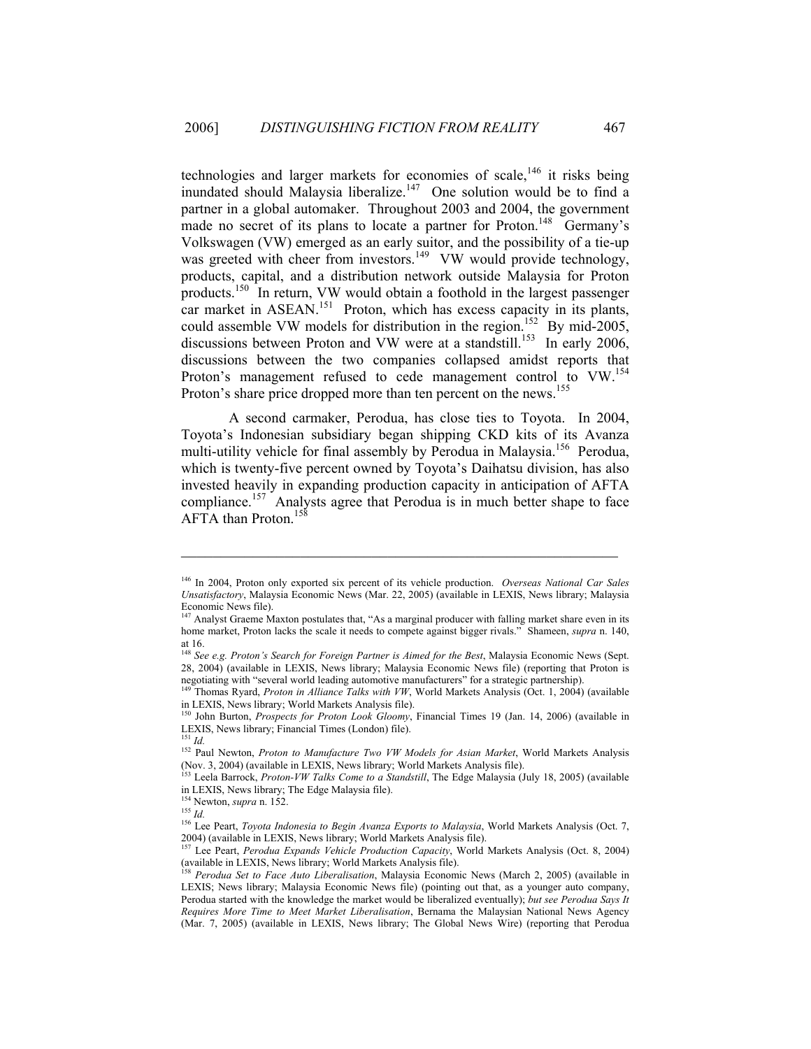technologies and larger markets for economies of scale,[146] it risks being inundated should Malaysia liberalize.[147] One solution would be to find a partner in a global automaker. Throughout 2003 and 2004, the government made no secret of its plans to locate a partner for Proton.[148] Germany's Volkswagen (VW) emerged as an early suitor, and the possibility of a tie-up was greeted with cheer from investors.[149] VW would provide technology, products, capital, and a distribution network outside Malaysia for Proton products.[150] In return, VW would obtain a foothold in the largest passenger car market in ASEAN.[151] Proton, which has excess capacity in its plants, could assemble VW models for distribution in the region.[152] By mid-2005, discussions between Proton and VW were at a standstill.[153] In early 2006, discussions between the two companies collapsed amidst reports that Proton's management refused to cede management control to VW.[154] Proton's share price dropped more than ten percent on the news.[155]

A second carmaker, Perodua, has close ties to Toyota. In 2004, Toyota's Indonesian subsidiary began shipping CKD kits of its Avanza multi-utility vehicle for final assembly by Perodua in Malaysia.[156] Perodua, which is twenty-five percent owned by Toyota's Daihatsu division, has also invested heavily in expanding production capacity in anticipation of AFTA compliance.[157] Analysts agree that Perodua is in much better shape to face AFTA than Proton.[158]

---

[146] In 2004, Proton only exported six percent of its vehicle production. *Overseas National Car Sales Unsatisfactory*, Malaysia Economic News (Mar. 22, 2005) (available in LEXIS, News library; Malaysia Economic News file).

[147] Analyst Graeme Maxton postulates that, "As a marginal producer with falling market share even in its home market, Proton lacks the scale it needs to compete against bigger rivals." Shameen, *supra* n. 140, at 16.

[148] *See e.g. Proton's Search for Foreign Partner is Aimed for the Best*, Malaysia Economic News (Sept. 28, 2004) (available in LEXIS, News library; Malaysia Economic News file) (reporting that Proton is negotiating with "several world leading automotive manufacturers" for a strategic partnership).

[149] Thomas Ryard, *Proton in Alliance Talks with VW*, World Markets Analysis (Oct. 1, 2004) (available in LEXIS, News library; World Markets Analysis file).

[150] John Burton, *Prospects for Proton Look Gloomy*, Financial Times 19 (Jan. 14, 2006) (available in LEXIS, News library; Financial Times (London) file).

[151] *Id.*

[152] Paul Newton, *Proton to Manufacture Two VW Models for Asian Market*, World Markets Analysis (Nov. 3, 2004) (available in LEXIS, News library; World Markets Analysis file).

[153] Leela Barrock, *Proton-VW Talks Come to a Standstill*, The Edge Malaysia (July 18, 2005) (available in LEXIS, News library; The Edge Malaysia file).

[154] Newton, *supra* n. 152.

[155] *Id.*

[156] Lee Peart, *Toyota Indonesia to Begin Avanza Exports to Malaysia*, World Markets Analysis (Oct. 7, 2004) (available in LEXIS, News library; World Markets Analysis file).

[157] Lee Peart, *Perodua Expands Vehicle Production Capacity*, World Markets Analysis (Oct. 8, 2004) (available in LEXIS, News library; World Markets Analysis file).

[158] *Perodua Set to Face Auto Liberalisation*, Malaysia Economic News (March 2, 2005) (available in LEXIS; News library; Malaysia Economic News file) (pointing out that, as a younger auto company, Perodua started with the knowledge the market would be liberalized eventually); *but see Perodua Says It Requires More Time to Meet Market Liberalisation*, Bernama the Malaysian National News Agency (Mar. 7, 2005) (available in LEXIS, News library; The Global News Wire) (reporting that Perodua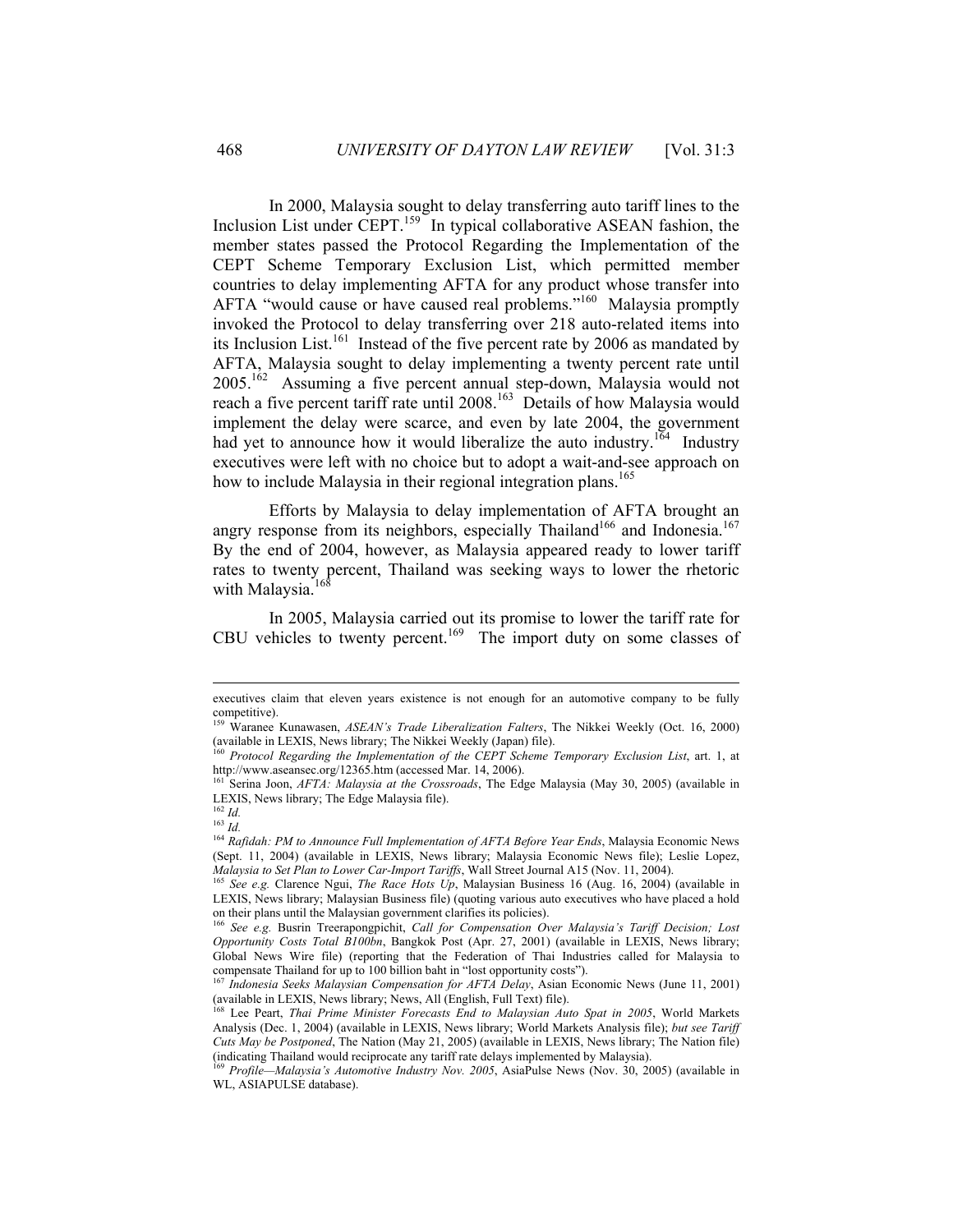In 2000, Malaysia sought to delay transferring auto tariff lines to the Inclusion List under CEPT.[159] In typical collaborative ASEAN fashion, the member states passed the Protocol Regarding the Implementation of the CEPT Scheme Temporary Exclusion List, which permitted member countries to delay implementing AFTA for any product whose transfer into AFTA "would cause or have caused real problems."[160] Malaysia promptly invoked the Protocol to delay transferring over 218 auto-related items into its Inclusion List.[161] Instead of the five percent rate by 2006 as mandated by AFTA, Malaysia sought to delay implementing a twenty percent rate until 2005.[162] Assuming a five percent annual step-down, Malaysia would not reach a five percent tariff rate until 2008.[163] Details of how Malaysia would implement the delay were scarce, and even by late 2004, the government had yet to announce how it would liberalize the auto industry.[164] Industry executives were left with no choice but to adopt a wait-and-see approach on how to include Malaysia in their regional integration plans.[165]

Efforts by Malaysia to delay implementation of AFTA brought an angry response from its neighbors, especially Thailand[166] and Indonesia.[167] By the end of 2004, however, as Malaysia appeared ready to lower tariff rates to twenty percent, Thailand was seeking ways to lower the rhetoric with Malaysia.[168]

In 2005, Malaysia carried out its promise to lower the tariff rate for CBU vehicles to twenty percent.[169] The import duty on some classes of

---

executives claim that eleven years existence is not enough for an automotive company to be fully competitive).

[159] Waranee Kunawasen, *ASEAN's Trade Liberalization Falters*, The Nikkei Weekly (Oct. 16, 2000) (available in LEXIS, News library; The Nikkei Weekly (Japan) file).

[160] *Protocol Regarding the Implementation of the CEPT Scheme Temporary Exclusion List*, art. 1, at http://www.aseansec.org/12365.htm (accessed Mar. 14, 2006).

[161] Serina Joon, *AFTA: Malaysia at the Crossroads*, The Edge Malaysia (May 30, 2005) (available in LEXIS, News library; The Edge Malaysia file).

[162] *Id.*

[163] *Id.*

[164] *Rafidah: PM to Announce Full Implementation of AFTA Before Year Ends*, Malaysia Economic News (Sept. 11, 2004) (available in LEXIS, News library; Malaysia Economic News file); Leslie Lopez, *Malaysia to Set Plan to Lower Car-Import Tariffs*, Wall Street Journal A15 (Nov. 11, 2004).

[165] *See e.g.* Clarence Ngui, *The Race Hots Up*, Malaysian Business 16 (Aug. 16, 2004) (available in LEXIS, News library; Malaysian Business file) (quoting various auto executives who have placed a hold on their plans until the Malaysian government clarifies its policies).

[166] *See e.g.* Busrin Treerapongpichit, *Call for Compensation Over Malaysia's Tariff Decision; Lost Opportunity Costs Total B100bn*, Bangkok Post (Apr. 27, 2001) (available in LEXIS, News library; Global News Wire file) (reporting that the Federation of Thai Industries called for Malaysia to compensate Thailand for up to 100 billion baht in "lost opportunity costs").

[167] *Indonesia Seeks Malaysian Compensation for AFTA Delay*, Asian Economic News (June 11, 2001) (available in LEXIS, News library; News, All (English, Full Text) file).

[168] Lee Peart, *Thai Prime Minister Forecasts End to Malaysian Auto Spat in 2005*, World Markets Analysis (Dec. 1, 2004) (available in LEXIS, News library; World Markets Analysis file); *but see Tariff Cuts May be Postponed*, The Nation (May 21, 2005) (available in LEXIS, News library; The Nation file) (indicating Thailand would reciprocate any tariff rate delays implemented by Malaysia).

[169] *Profile—Malaysia's Automotive Industry Nov. 2005*, AsiaPulse News (Nov. 30, 2005) (available in WL, ASIAPULSE database).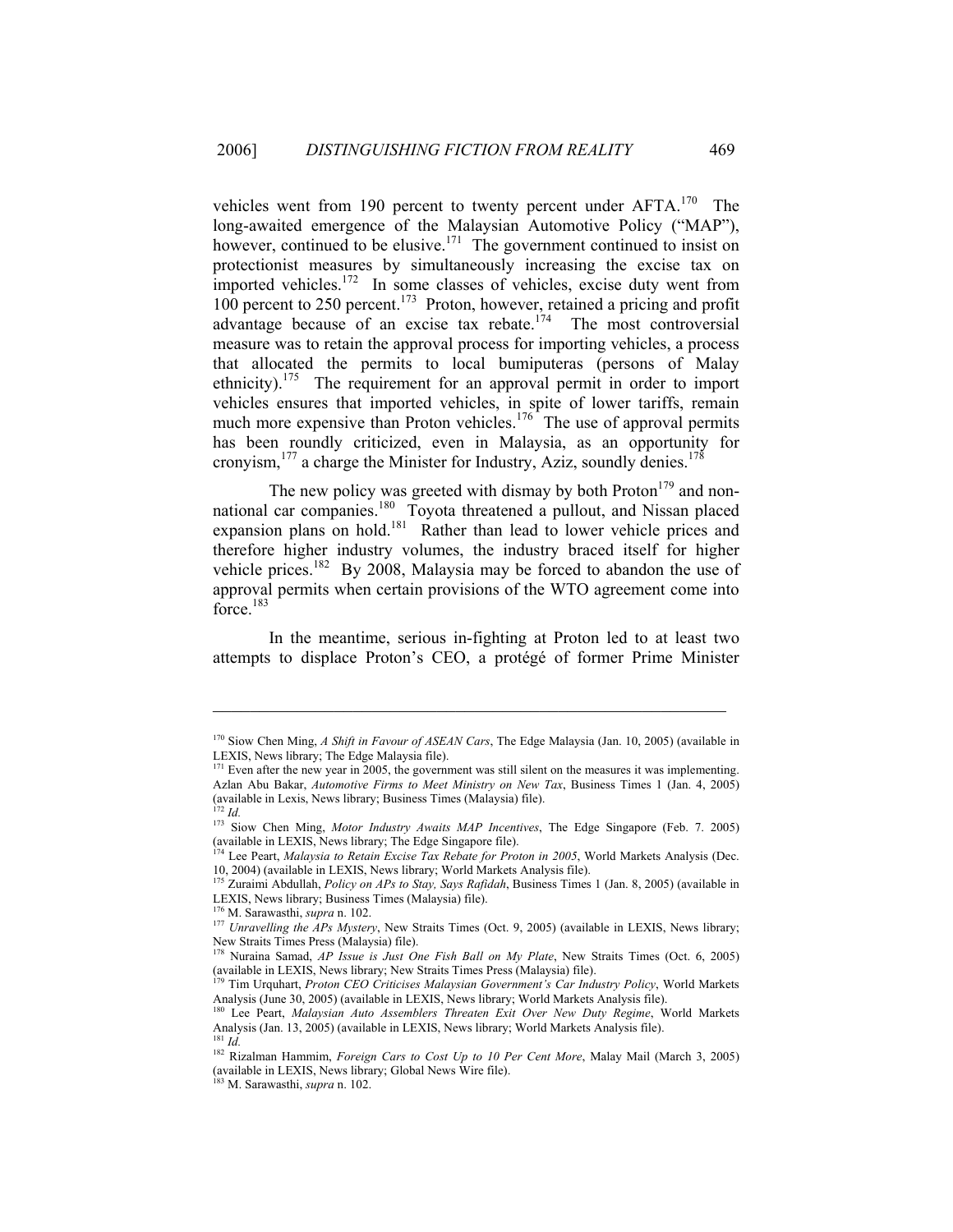vehicles went from 190 percent to twenty percent under AFTA.[170] The long-awaited emergence of the Malaysian Automotive Policy ("MAP"), however, continued to be elusive.[171] The government continued to insist on protectionist measures by simultaneously increasing the excise tax on imported vehicles.[172] In some classes of vehicles, excise duty went from 100 percent to 250 percent.[173] Proton, however, retained a pricing and profit advantage because of an excise tax rebate.[174] The most controversial measure was to retain the approval process for importing vehicles, a process that allocated the permits to local bumiputeras (persons of Malay ethnicity).[175] The requirement for an approval permit in order to import vehicles ensures that imported vehicles, in spite of lower tariffs, remain much more expensive than Proton vehicles.[176] The use of approval permits has been roundly criticized, even in Malaysia, as an opportunity for cronyism,[177] a charge the Minister for Industry, Aziz, soundly denies.[178]

The new policy was greeted with dismay by both Proton[179] and non-national car companies.[180] Toyota threatened a pullout, and Nissan placed expansion plans on hold.[181] Rather than lead to lower vehicle prices and therefore higher industry volumes, the industry braced itself for higher vehicle prices.[182] By 2008, Malaysia may be forced to abandon the use of approval permits when certain provisions of the WTO agreement come into force.[183]

In the meantime, serious in-fighting at Proton led to at least two attempts to displace Proton's CEO, a protégé of former Prime Minister

---

[170] Siow Chen Ming, *A Shift in Favour of ASEAN Cars*, The Edge Malaysia (Jan. 10, 2005) (available in LEXIS, News library; The Edge Malaysia file).

[171] Even after the new year in 2005, the government was still silent on the measures it was implementing. Azlan Abu Bakar, *Automotive Firms to Meet Ministry on New Tax*, Business Times 1 (Jan. 4, 2005) (available in Lexis, News library; Business Times (Malaysia) file).

[172] *Id.*

[173] Siow Chen Ming, *Motor Industry Awaits MAP Incentives*, The Edge Singapore (Feb. 7. 2005) (available in LEXIS, News library; The Edge Singapore file).

[174] Lee Peart, *Malaysia to Retain Excise Tax Rebate for Proton in 2005*, World Markets Analysis (Dec. 10, 2004) (available in LEXIS, News library; World Markets Analysis file).

[175] Zuraimi Abdullah, *Policy on APs to Stay, Says Rafidah*, Business Times 1 (Jan. 8, 2005) (available in LEXIS, News library; Business Times (Malaysia) file).

[176] M. Sarawasthi, *supra* n. 102.

[177] *Unravelling the APs Mystery*, New Straits Times (Oct. 9, 2005) (available in LEXIS, News library; New Straits Times Press (Malaysia) file).

[178] Nuraina Samad, *AP Issue is Just One Fish Ball on My Plate*, New Straits Times (Oct. 6, 2005) (available in LEXIS, News library; New Straits Times Press (Malaysia) file).

[179] Tim Urquhart, *Proton CEO Criticises Malaysian Government's Car Industry Policy*, World Markets Analysis (June 30, 2005) (available in LEXIS, News library; World Markets Analysis file).

[180] Lee Peart, *Malaysian Auto Assemblers Threaten Exit Over New Duty Regime*, World Markets Analysis (Jan. 13, 2005) (available in LEXIS, News library; World Markets Analysis file).

[181] *Id.*

[182] Rizalman Hammim, *Foreign Cars to Cost Up to 10 Per Cent More*, Malay Mail (March 3, 2005) (available in LEXIS, News library; Global News Wire file).

[183] M. Sarawasthi, *supra* n. 102.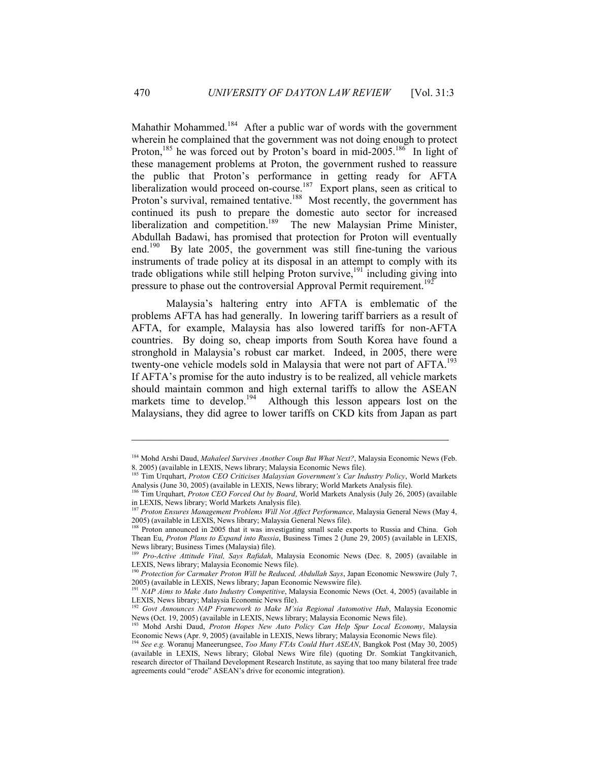Mahathir Mohammed.[184] After a public war of words with the government wherein he complained that the government was not doing enough to protect Proton,[185] he was forced out by Proton's board in mid-2005.[186] In light of these management problems at Proton, the government rushed to reassure the public that Proton's performance in getting ready for AFTA liberalization would proceed on-course.[187] Export plans, seen as critical to Proton's survival, remained tentative.[188] Most recently, the government has continued its push to prepare the domestic auto sector for increased liberalization and competition.[189] The new Malaysian Prime Minister, Abdullah Badawi, has promised that protection for Proton will eventually end.[190] By late 2005, the government was still fine-tuning the various instruments of trade policy at its disposal in an attempt to comply with its trade obligations while still helping Proton survive,[191] including giving into pressure to phase out the controversial Approval Permit requirement.[192]

Malaysia's haltering entry into AFTA is emblematic of the problems AFTA has had generally. In lowering tariff barriers as a result of AFTA, for example, Malaysia has also lowered tariffs for non-AFTA countries. By doing so, cheap imports from South Korea have found a stronghold in Malaysia's robust car market. Indeed, in 2005, there were twenty-one vehicle models sold in Malaysia that were not part of AFTA.[193] If AFTA's promise for the auto industry is to be realized, all vehicle markets should maintain common and high external tariffs to allow the ASEAN markets time to develop.[194] Although this lesson appears lost on the Malaysians, they did agree to lower tariffs on CKD kits from Japan as part

---

[184] Mohd Arshi Daud, *Mahaleel Survives Another Coup But What Next?*, Malaysia Economic News (Feb. 8. 2005) (available in LEXIS, News library; Malaysia Economic News file).

[185] Tim Urquhart, *Proton CEO Criticises Malaysian Government's Car Industry Policy*, World Markets Analysis (June 30, 2005) (available in LEXIS, News library; World Markets Analysis file).

[186] Tim Urquhart, *Proton CEO Forced Out by Board*, World Markets Analysis (July 26, 2005) (available in LEXIS, News library; World Markets Analysis file).

[187] *Proton Ensures Management Problems Will Not Affect Performance*, Malaysia General News (May 4, 2005) (available in LEXIS, News library; Malaysia General News file).

[188] Proton announced in 2005 that it was investigating small scale exports to Russia and China. Goh Thean Eu, *Proton Plans to Expand into Russia*, Business Times 2 (June 29, 2005) (available in LEXIS, News library; Business Times (Malaysia) file).

[189] *Pro-Active Attitude Vital, Says Rafidah*, Malaysia Economic News (Dec. 8, 2005) (available in LEXIS, News library; Malaysia Economic News file).

[190] *Protection for Carmaker Proton Will be Reduced, Abdullah Says*, Japan Economic Newswire (July 7, 2005) (available in LEXIS, News library; Japan Economic Newswire file).

[191] *NAP Aims to Make Auto Industry Competitive*, Malaysia Economic News (Oct. 4, 2005) (available in LEXIS, News library; Malaysia Economic News file).

[192] *Govt Announces NAP Framework to Make M'sia Regional Automotive Hub*, Malaysia Economic News (Oct. 19, 2005) (available in LEXIS, News library; Malaysia Economic News file).

[193] Mohd Arshi Daud, *Proton Hopes New Auto Policy Can Help Spur Local Economy*, Malaysia Economic News (Apr. 9, 2005) (available in LEXIS, News library; Malaysia Economic News file).

[194] *See e.g.* Woranuj Maneerungsee, *Too Many FTAs Could Hurt ASEAN*, Bangkok Post (May 30, 2005) (available in LEXIS, News library; Global News Wire file) (quoting Dr. Somkiat Tangkitvanich, research director of Thailand Development Research Institute, as saying that too many bilateral free trade agreements could "erode" ASEAN's drive for economic integration).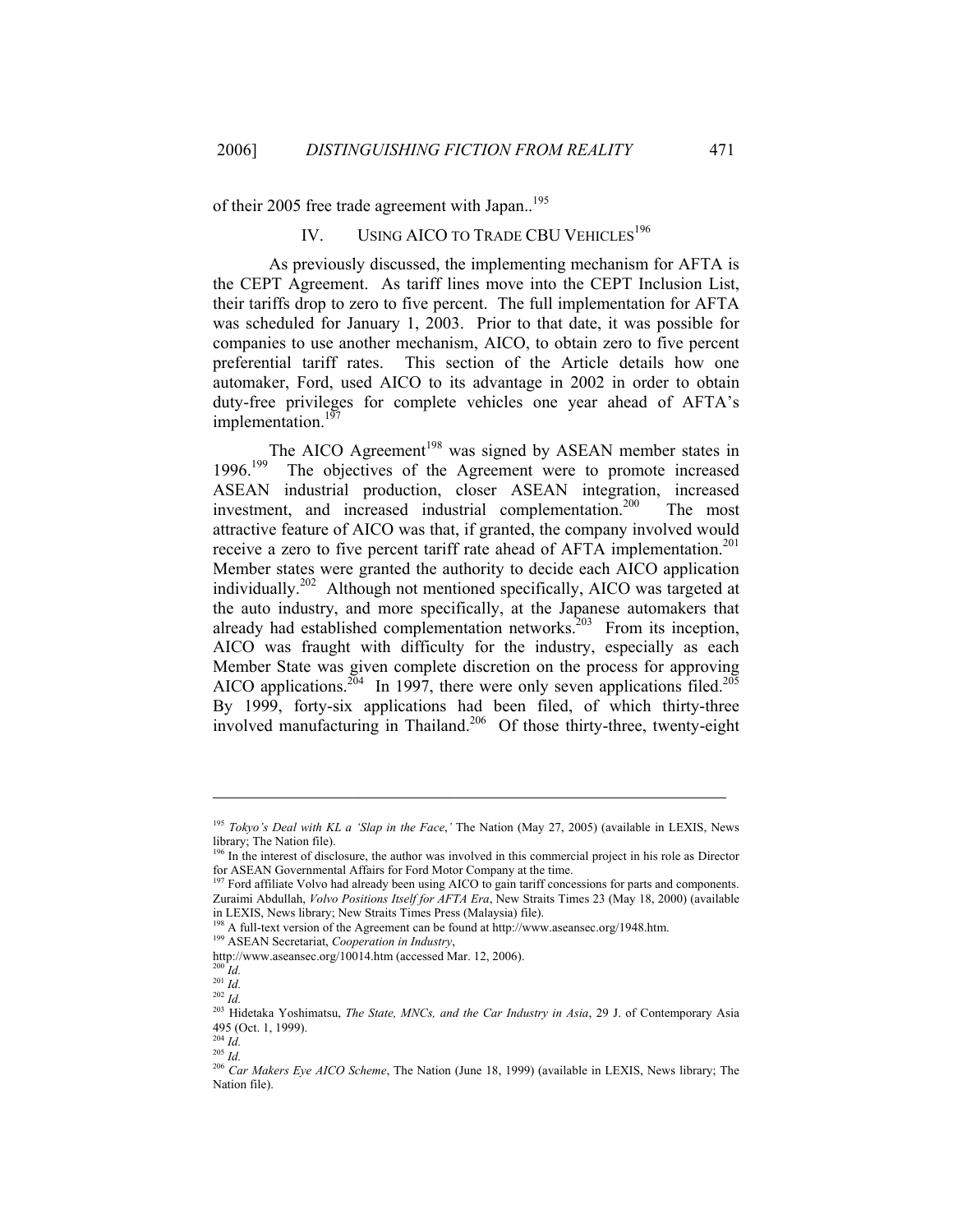of their 2005 free trade agreement with Japan..[195]

## IV. USING AICO TO TRADE CBU VEHICLES[196]

As previously discussed, the implementing mechanism for AFTA is the CEPT Agreement. As tariff lines move into the CEPT Inclusion List, their tariffs drop to zero to five percent. The full implementation for AFTA was scheduled for January 1, 2003. Prior to that date, it was possible for companies to use another mechanism, AICO, to obtain zero to five percent preferential tariff rates. This section of the Article details how one automaker, Ford, used AICO to its advantage in 2002 in order to obtain duty-free privileges for complete vehicles one year ahead of AFTA's implementation.[197]

The AICO Agreement[198] was signed by ASEAN member states in 1996.[199] The objectives of the Agreement were to promote increased ASEAN industrial production, closer ASEAN integration, increased investment, and increased industrial complementation.[200] The most attractive feature of AICO was that, if granted, the company involved would receive a zero to five percent tariff rate ahead of AFTA implementation.[201] Member states were granted the authority to decide each AICO application individually.[202] Although not mentioned specifically, AICO was targeted at the auto industry, and more specifically, at the Japanese automakers that already had established complementation networks.[203] From its inception, AICO was fraught with difficulty for the industry, especially as each Member State was given complete discretion on the process for approving AICO applications.[204] In 1997, there were only seven applications filed.[205] By 1999, forty-six applications had been filed, of which thirty-three involved manufacturing in Thailand.[206] Of those thirty-three, twenty-eight

---

[195] *Tokyo's Deal with KL a 'Slap in the Face*,*'* The Nation (May 27, 2005) (available in LEXIS, News library; The Nation file).

[196] In the interest of disclosure, the author was involved in this commercial project in his role as Director for ASEAN Governmental Affairs for Ford Motor Company at the time.

[197] Ford affiliate Volvo had already been using AICO to gain tariff concessions for parts and components. Zuraimi Abdullah, *Volvo Positions Itself for AFTA Era*, New Straits Times 23 (May 18, 2000) (available in LEXIS, News library; New Straits Times Press (Malaysia) file).

[198] A full-text version of the Agreement can be found at http://www.aseansec.org/1948.htm.

[199] ASEAN Secretariat, *Cooperation in Industry*, http://www.aseansec.org/10014.htm (accessed Mar. 12, 2006).

[200] *Id.*

[201] *Id.*

[202] *Id.*

[203] Hidetaka Yoshimatsu, *The State, MNCs, and the Car Industry in Asia*, 29 J. of Contemporary Asia 495 (Oct. 1, 1999).

[204] *Id.*

[205] *Id.*

[206] *Car Makers Eye AICO Scheme*, The Nation (June 18, 1999) (available in LEXIS, News library; The Nation file).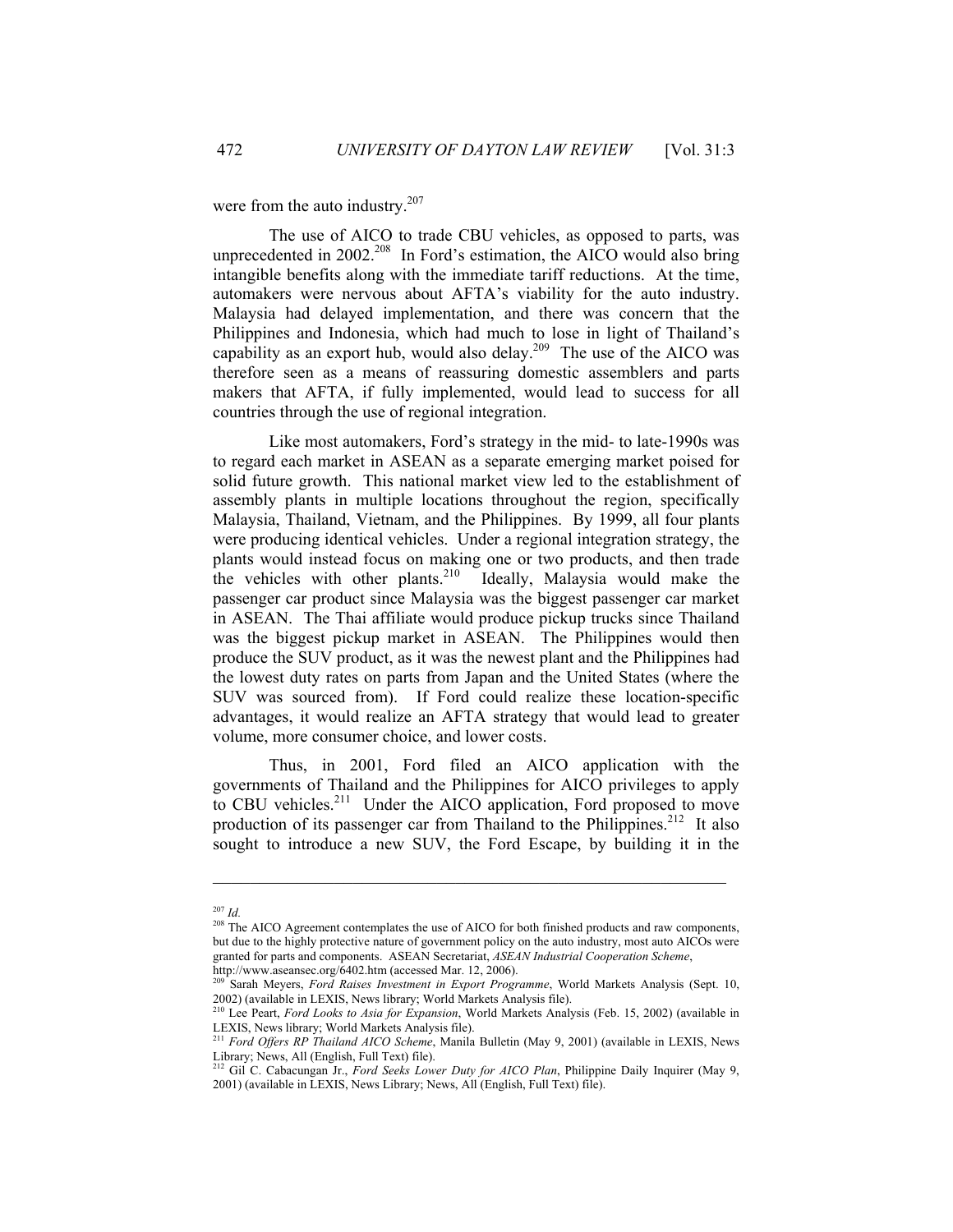were from the auto industry.[207]

The use of AICO to trade CBU vehicles, as opposed to parts, was unprecedented in 2002.[208] In Ford's estimation, the AICO would also bring intangible benefits along with the immediate tariff reductions. At the time, automakers were nervous about AFTA's viability for the auto industry. Malaysia had delayed implementation, and there was concern that the Philippines and Indonesia, which had much to lose in light of Thailand's capability as an export hub, would also delay.[209] The use of the AICO was therefore seen as a means of reassuring domestic assemblers and parts makers that AFTA, if fully implemented, would lead to success for all countries through the use of regional integration.

Like most automakers, Ford's strategy in the mid- to late-1990s was to regard each market in ASEAN as a separate emerging market poised for solid future growth. This national market view led to the establishment of assembly plants in multiple locations throughout the region, specifically Malaysia, Thailand, Vietnam, and the Philippines. By 1999, all four plants were producing identical vehicles. Under a regional integration strategy, the plants would instead focus on making one or two products, and then trade the vehicles with other plants.[210] Ideally, Malaysia would make the passenger car product since Malaysia was the biggest passenger car market in ASEAN. The Thai affiliate would produce pickup trucks since Thailand was the biggest pickup market in ASEAN. The Philippines would then produce the SUV product, as it was the newest plant and the Philippines had the lowest duty rates on parts from Japan and the United States (where the SUV was sourced from). If Ford could realize these location-specific advantages, it would realize an AFTA strategy that would lead to greater volume, more consumer choice, and lower costs.

Thus, in 2001, Ford filed an AICO application with the governments of Thailand and the Philippines for AICO privileges to apply to CBU vehicles.[211] Under the AICO application, Ford proposed to move production of its passenger car from Thailand to the Philippines.[212] It also sought to introduce a new SUV, the Ford Escape, by building it in the

---

[207] *Id.*

[208] The AICO Agreement contemplates the use of AICO for both finished products and raw components, but due to the highly protective nature of government policy on the auto industry, most auto AICOs were granted for parts and components. ASEAN Secretariat, *ASEAN Industrial Cooperation Scheme*, http://www.aseansec.org/6402.htm (accessed Mar. 12, 2006).

[209] Sarah Meyers, *Ford Raises Investment in Export Programme*, World Markets Analysis (Sept. 10, 2002) (available in LEXIS, News library; World Markets Analysis file).

[210] Lee Peart, *Ford Looks to Asia for Expansion*, World Markets Analysis (Feb. 15, 2002) (available in LEXIS, News library; World Markets Analysis file).

[211] *Ford Offers RP Thailand AICO Scheme*, Manila Bulletin (May 9, 2001) (available in LEXIS, News Library; News, All (English, Full Text) file).

[212] Gil C. Cabacungan Jr., *Ford Seeks Lower Duty for AICO Plan*, Philippine Daily Inquirer (May 9, 2001) (available in LEXIS, News Library; News, All (English, Full Text) file).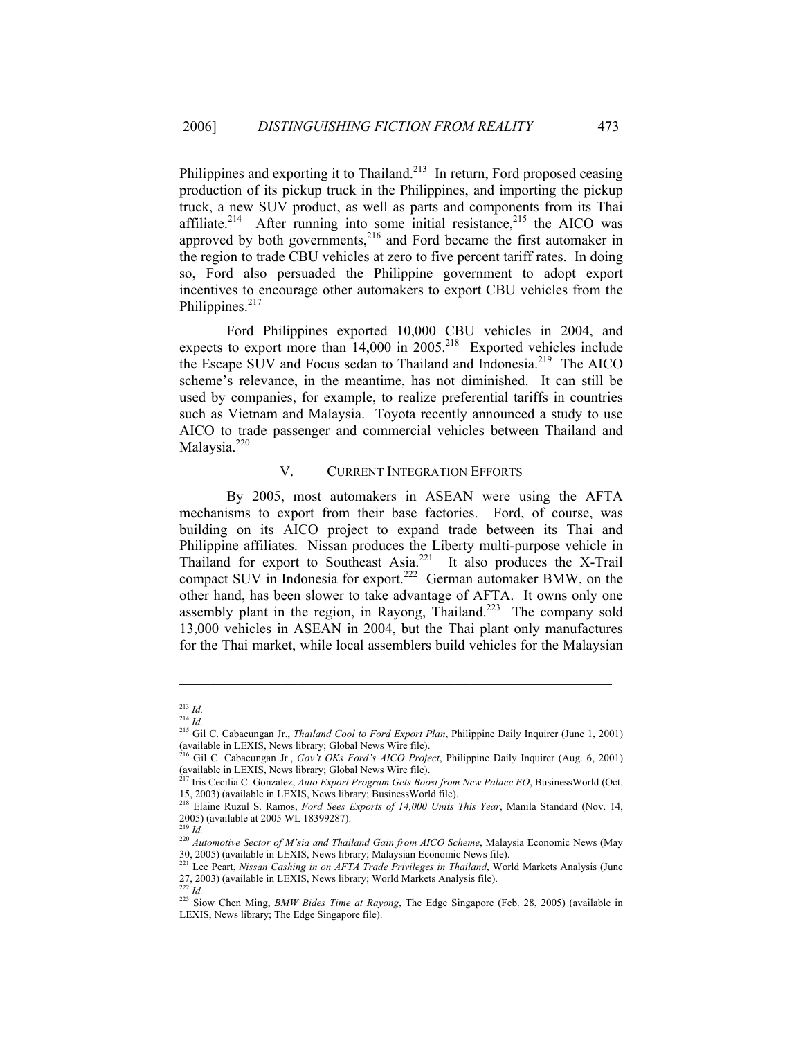Philippines and exporting it to Thailand.[213] In return, Ford proposed ceasing production of its pickup truck in the Philippines, and importing the pickup truck, a new SUV product, as well as parts and components from its Thai affiliate.[214] After running into some initial resistance,[215] the AICO was approved by both governments,[216] and Ford became the first automaker in the region to trade CBU vehicles at zero to five percent tariff rates. In doing so, Ford also persuaded the Philippine government to adopt export incentives to encourage other automakers to export CBU vehicles from the Philippines.[217]

Ford Philippines exported 10,000 CBU vehicles in 2004, and expects to export more than 14,000 in 2005.[218] Exported vehicles include the Escape SUV and Focus sedan to Thailand and Indonesia.[219] The AICO scheme's relevance, in the meantime, has not diminished. It can still be used by companies, for example, to realize preferential tariffs in countries such as Vietnam and Malaysia. Toyota recently announced a study to use AICO to trade passenger and commercial vehicles between Thailand and Malaysia.[220]

## V. CURRENT INTEGRATION EFFORTS

By 2005, most automakers in ASEAN were using the AFTA mechanisms to export from their base factories. Ford, of course, was building on its AICO project to expand trade between its Thai and Philippine affiliates. Nissan produces the Liberty multi-purpose vehicle in Thailand for export to Southeast Asia.[221] It also produces the X-Trail compact SUV in Indonesia for export.[222] German automaker BMW, on the other hand, has been slower to take advantage of AFTA. It owns only one assembly plant in the region, in Rayong, Thailand.[223] The company sold 13,000 vehicles in ASEAN in 2004, but the Thai plant only manufactures for the Thai market, while local assemblers build vehicles for the Malaysian

---

[213] *Id.*

[214] *Id.*

[215] Gil C. Cabacungan Jr., *Thailand Cool to Ford Export Plan*, Philippine Daily Inquirer (June 1, 2001) (available in LEXIS, News library; Global News Wire file).

[216] Gil C. Cabacungan Jr., *Gov't OKs Ford's AICO Project*, Philippine Daily Inquirer (Aug. 6, 2001) (available in LEXIS, News library; Global News Wire file).

[217] Iris Cecilia C. Gonzalez, *Auto Export Program Gets Boost from New Palace EO*, BusinessWorld (Oct. 15, 2003) (available in LEXIS, News library; BusinessWorld file).

[218] Elaine Ruzul S. Ramos, *Ford Sees Exports of 14,000 Units This Year*, Manila Standard (Nov. 14, 2005) (available at 2005 WL 18399287).

[219] *Id.*

[220] *Automotive Sector of M'sia and Thailand Gain from AICO Scheme*, Malaysia Economic News (May 30, 2005) (available in LEXIS, News library; Malaysian Economic News file).

[221] Lee Peart, *Nissan Cashing in on AFTA Trade Privileges in Thailand*, World Markets Analysis (June 27, 2003) (available in LEXIS, News library; World Markets Analysis file).

[222] *Id.*

[223] Siow Chen Ming, *BMW Bides Time at Rayong*, The Edge Singapore (Feb. 28, 2005) (available in LEXIS, News library; The Edge Singapore file).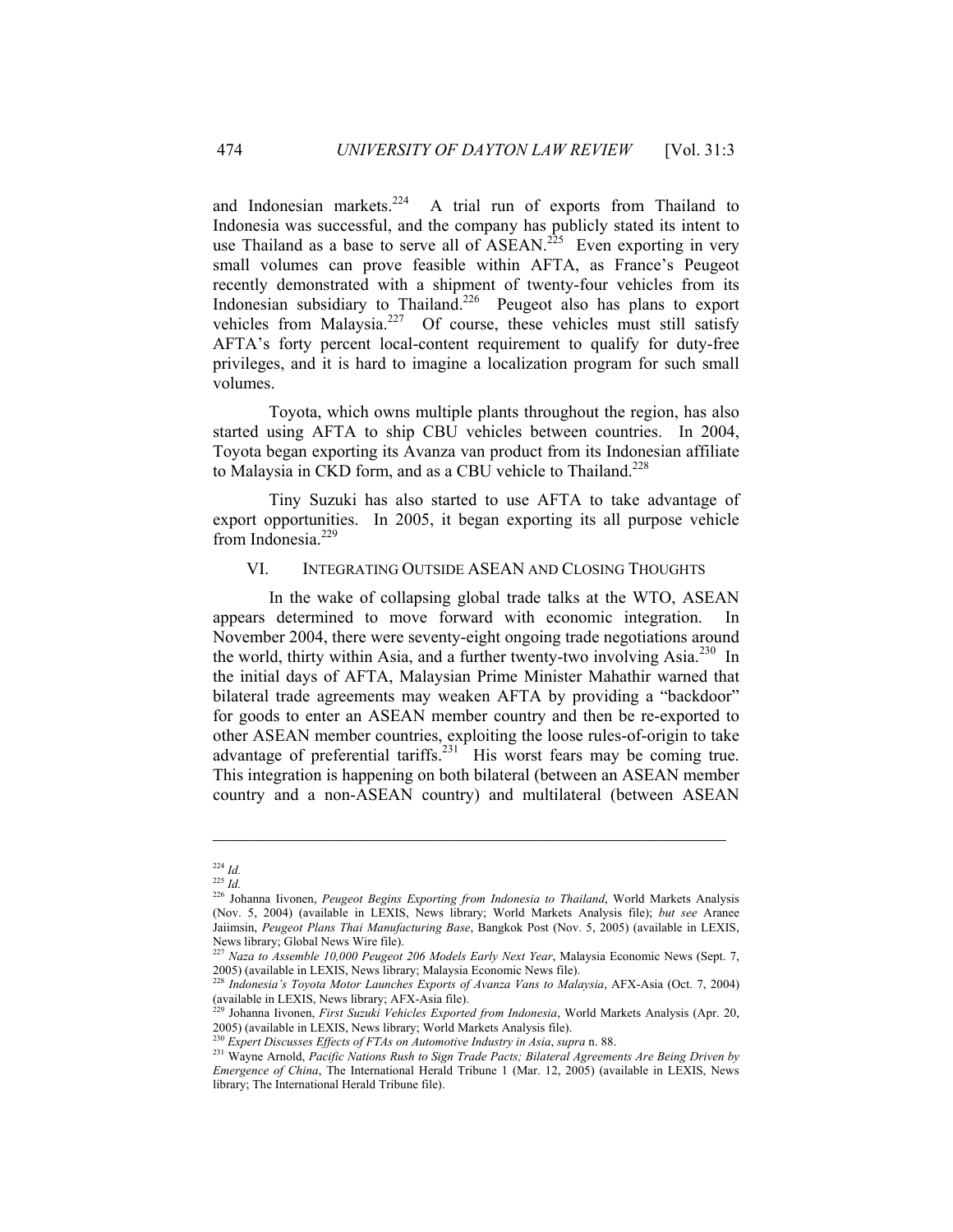and Indonesian markets.[224] A trial run of exports from Thailand to Indonesia was successful, and the company has publicly stated its intent to use Thailand as a base to serve all of ASEAN.[225] Even exporting in very small volumes can prove feasible within AFTA, as France's Peugeot recently demonstrated with a shipment of twenty-four vehicles from its Indonesian subsidiary to Thailand.[226] Peugeot also has plans to export vehicles from Malaysia.[227] Of course, these vehicles must still satisfy AFTA's forty percent local-content requirement to qualify for duty-free privileges, and it is hard to imagine a localization program for such small volumes.

Toyota, which owns multiple plants throughout the region, has also started using AFTA to ship CBU vehicles between countries. In 2004, Toyota began exporting its Avanza van product from its Indonesian affiliate to Malaysia in CKD form, and as a CBU vehicle to Thailand.[228]

Tiny Suzuki has also started to use AFTA to take advantage of export opportunities. In 2005, it began exporting its all purpose vehicle from Indonesia.[229]

## VI. INTEGRATING OUTSIDE ASEAN AND CLOSING THOUGHTS

In the wake of collapsing global trade talks at the WTO, ASEAN appears determined to move forward with economic integration. In November 2004, there were seventy-eight ongoing trade negotiations around the world, thirty within Asia, and a further twenty-two involving Asia.[230] In the initial days of AFTA, Malaysian Prime Minister Mahathir warned that bilateral trade agreements may weaken AFTA by providing a "backdoor" for goods to enter an ASEAN member country and then be re-exported to other ASEAN member countries, exploiting the loose rules-of-origin to take advantage of preferential tariffs.[231] His worst fears may be coming true. This integration is happening on both bilateral (between an ASEAN member country and a non-ASEAN country) and multilateral (between ASEAN

---

[224] *Id.*

[225] *Id.*

[226] Johanna Iivonen, *Peugeot Begins Exporting from Indonesia to Thailand*, World Markets Analysis (Nov. 5, 2004) (available in LEXIS, News library; World Markets Analysis file); *but see* Aranee Jaiimsin, *Peugeot Plans Thai Manufacturing Base*, Bangkok Post (Nov. 5, 2005) (available in LEXIS, News library; Global News Wire file).

[227] *Naza to Assemble 10,000 Peugeot 206 Models Early Next Year*, Malaysia Economic News (Sept. 7, 2005) (available in LEXIS, News library; Malaysia Economic News file).

[228] *Indonesia's Toyota Motor Launches Exports of Avanza Vans to Malaysia*, AFX-Asia (Oct. 7, 2004) (available in LEXIS, News library; AFX-Asia file).

[229] Johanna Iivonen, *First Suzuki Vehicles Exported from Indonesia*, World Markets Analysis (Apr. 20, 2005) (available in LEXIS, News library; World Markets Analysis file).

[230] *Expert Discusses Effects of FTAs on Automotive Industry in Asia*, *supra* n. 88.

[231] Wayne Arnold, *Pacific Nations Rush to Sign Trade Pacts; Bilateral Agreements Are Being Driven by Emergence of China*, The International Herald Tribune 1 (Mar. 12, 2005) (available in LEXIS, News library; The International Herald Tribune file).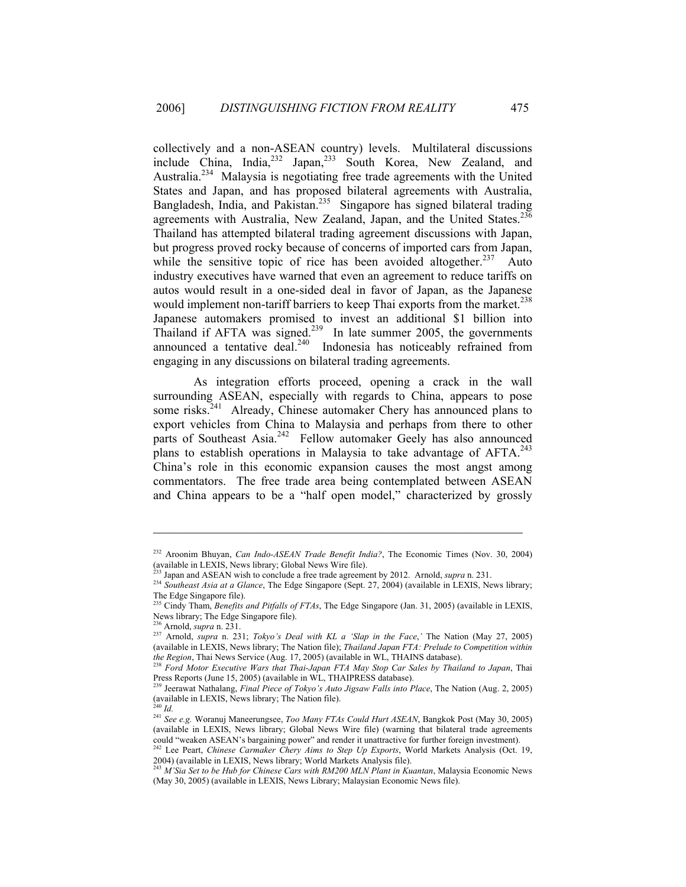collectively and a non-ASEAN country) levels. Multilateral discussions include China, India,[232] Japan,[233] South Korea, New Zealand, and Australia.[234] Malaysia is negotiating free trade agreements with the United States and Japan, and has proposed bilateral agreements with Australia, Bangladesh, India, and Pakistan.[235] Singapore has signed bilateral trading agreements with Australia, New Zealand, Japan, and the United States.[236] Thailand has attempted bilateral trading agreement discussions with Japan, but progress proved rocky because of concerns of imported cars from Japan, while the sensitive topic of rice has been avoided altogether.[237] Auto industry executives have warned that even an agreement to reduce tariffs on autos would result in a one-sided deal in favor of Japan, as the Japanese would implement non-tariff barriers to keep Thai exports from the market.[238] Japanese automakers promised to invest an additional $1 billion into Thailand if AFTA was signed.[239] In late summer 2005, the governments announced a tentative deal.[240] Indonesia has noticeably refrained from engaging in any discussions on bilateral trading agreements.

As integration efforts proceed, opening a crack in the wall surrounding ASEAN, especially with regards to China, appears to pose some risks.[241] Already, Chinese automaker Chery has announced plans to export vehicles from China to Malaysia and perhaps from there to other parts of Southeast Asia.[242] Fellow automaker Geely has also announced plans to establish operations in Malaysia to take advantage of AFTA.[243] China's role in this economic expansion causes the most angst among commentators. The free trade area being contemplated between ASEAN and China appears to be a "half open model," characterized by grossly

---

[232] Aroonim Bhuyan, *Can Indo-ASEAN Trade Benefit India?*, The Economic Times (Nov. 30, 2004) (available in LEXIS, News library; Global News Wire file).

[233] Japan and ASEAN wish to conclude a free trade agreement by 2012. Arnold, *supra* n. 231.

[234] *Southeast Asia at a Glance*, The Edge Singapore (Sept. 27, 2004) (available in LEXIS, News library; The Edge Singapore file).

[235] Cindy Tham, *Benefits and Pitfalls of FTAs*, The Edge Singapore (Jan. 31, 2005) (available in LEXIS, News library; The Edge Singapore file).

[236] Arnold, *supra* n. 231.

[237] Arnold, *supra* n. 231; *Tokyo's Deal with KL a 'Slap in the Face,'* The Nation (May 27, 2005) (available in LEXIS, News library; The Nation file); *Thailand Japan FTA: Prelude to Competition within the Region*, Thai News Service (Aug. 17, 2005) (available in WL, THAINS database).

[238] *Ford Motor Executive Wars that Thai-Japan FTA May Stop Car Sales by Thailand to Japan*, Thai Press Reports (June 15, 2005) (available in WL, THAIPRESS database).

[239] Jeerawat Nathalang, *Final Piece of Tokyo's Auto Jigsaw Falls into Place*, The Nation (Aug. 2, 2005) (available in LEXIS, News library; The Nation file).

[240] *Id.*

[241] *See e.g.* Woranuj Maneerungsee, *Too Many FTAs Could Hurt ASEAN*, Bangkok Post (May 30, 2005) (available in LEXIS, News library; Global News Wire file) (warning that bilateral trade agreements could "weaken ASEAN's bargaining power" and render it unattractive for further foreign investment).

[242] Lee Peart, *Chinese Carmaker Chery Aims to Step Up Exports*, World Markets Analysis (Oct. 19, 2004) (available in LEXIS, News library; World Markets Analysis file).

[243] *M'Sia Set to be Hub for Chinese Cars with RM200 MLN Plant in Kuantan*, Malaysia Economic News (May 30, 2005) (available in LEXIS, News Library; Malaysian Economic News file).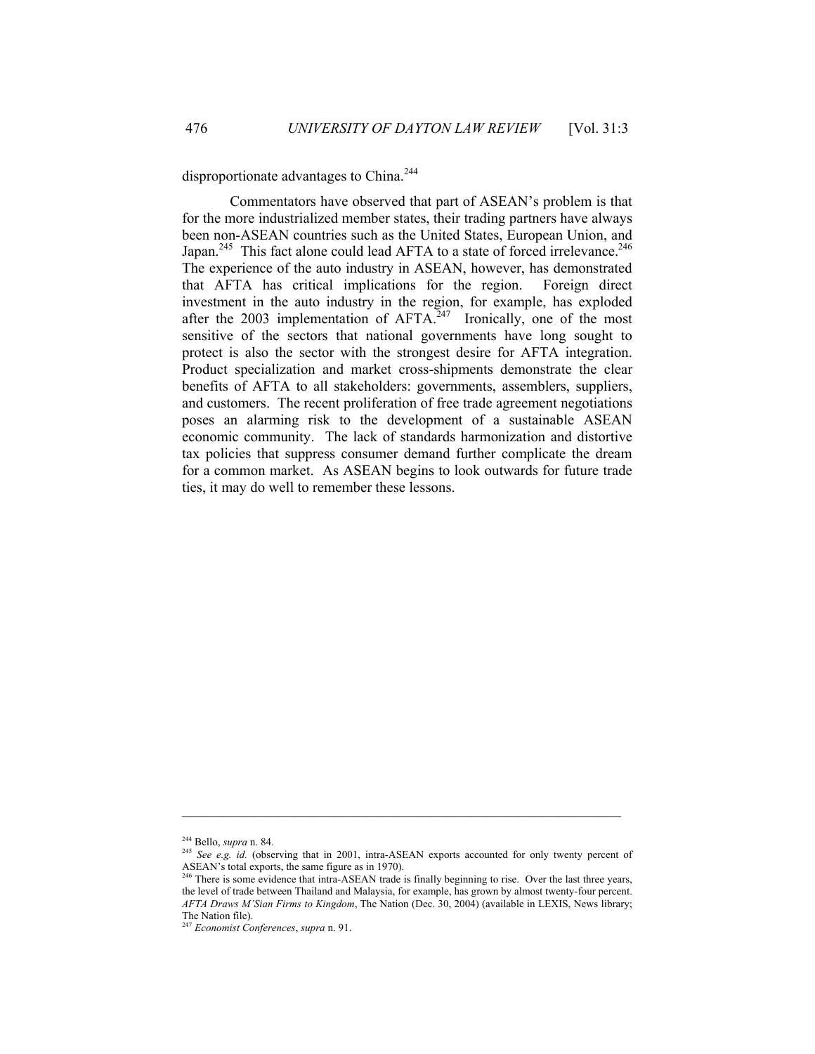disproportionate advantages to China.[244]

Commentators have observed that part of ASEAN's problem is that for the more industrialized member states, their trading partners have always been non-ASEAN countries such as the United States, European Union, and Japan.[245] This fact alone could lead AFTA to a state of forced irrelevance.[246] The experience of the auto industry in ASEAN, however, has demonstrated that AFTA has critical implications for the region. Foreign direct investment in the auto industry in the region, for example, has exploded after the 2003 implementation of AFTA.[247] Ironically, one of the most sensitive of the sectors that national governments have long sought to protect is also the sector with the strongest desire for AFTA integration. Product specialization and market cross-shipments demonstrate the clear benefits of AFTA to all stakeholders: governments, assemblers, suppliers, and customers. The recent proliferation of free trade agreement negotiations poses an alarming risk to the development of a sustainable ASEAN economic community. The lack of standards harmonization and distortive tax policies that suppress consumer demand further complicate the dream for a common market. As ASEAN begins to look outwards for future trade ties, it may do well to remember these lessons.

---

[244] Bello, *supra* n. 84.

[245] *See e.g. id.* (observing that in 2001, intra-ASEAN exports accounted for only twenty percent of ASEAN's total exports, the same figure as in 1970).

[246] There is some evidence that intra-ASEAN trade is finally beginning to rise. Over the last three years, the level of trade between Thailand and Malaysia, for example, has grown by almost twenty-four percent. *AFTA Draws M'Sian Firms to Kingdom*, The Nation (Dec. 30, 2004) (available in LEXIS, News library; The Nation file).

[247] *Economist Conferences*, *supra* n. 91.